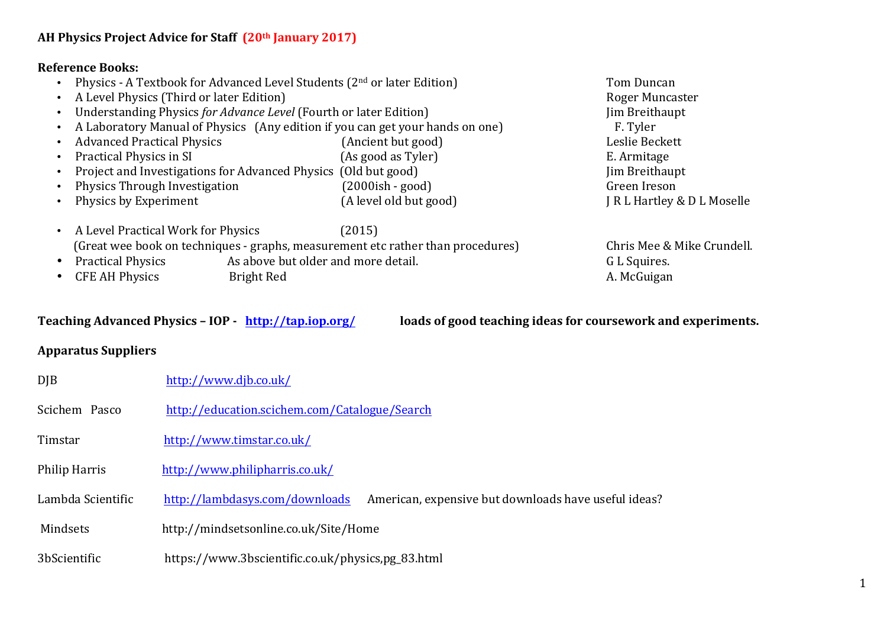**AH Physics Project Advice for Staff (20th January 2017)**

**Reference Books:**

- Physics - A Textbook for Advanced Level Students (2nd or later Edition) — Tom Duncan
- A Level Physics (Third or later Edition) — Roger Muncaster
- Understanding Physics *for Advance Level* (Fourth or later Edition) — Jim Breithaupt
- A Laboratory Manual of Physics (Any edition if you can get your hands on one) — F. Tyler
- Advanced Practical Physics (Ancient but good) — Leslie Beckett
- Practical Physics in SI (As good as Tyler) — E. Armitage
- Project and Investigations for Advanced Physics (Old but good) — Jim Breithaupt
- Physics Through Investigation (2000ish - good) — Green Ireson
- Physics by Experiment (A level old but good) — J R L Hartley & D L Moselle

- A Level Practical Work for Physics (2015)
  (Great wee book on techniques - graphs, measurement etc rather than procedures) — Chris Mee & Mike Crundell.
- Practical Physics — As above but older and more detail. — G L Squires.
- CFE AH Physics — Bright Red — A. McGuigan

**Teaching Advanced Physics – IOP - http://tap.iop.org/ loads of good teaching ideas for coursework and experiments.**

**Apparatus Suppliers**

| Supplier | Website | Notes |
|---|---|---|
| DJB | http://www.djb.co.uk/ | |
| Scichem Pasco | http://education.scichem.com/Catalogue/Search | |
| Timstar | http://www.timstar.co.uk/ | |
| Philip Harris | http://www.philipharris.co.uk/ | |
| Lambda Scientific | http://lambdasys.com/downloads | American, expensive but downloads have useful ideas? |
| Mindsets | http://mindsetsonline.co.uk/Site/Home | |
| 3bScientific | https://www.3bscientific.co.uk/physics,pg_83.html | |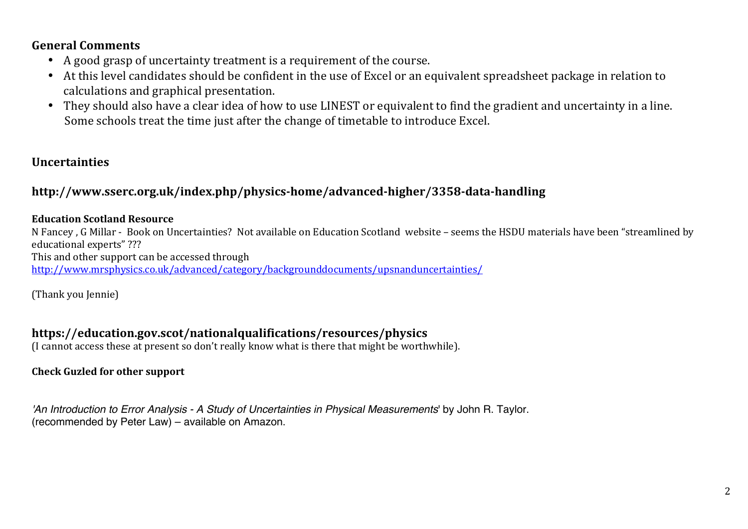**General Comments**

- A good grasp of uncertainty treatment is a requirement of the course.
- At this level candidates should be confident in the use of Excel or an equivalent spreadsheet package in relation to calculations and graphical presentation.
- They should also have a clear idea of how to use LINEST or equivalent to find the gradient and uncertainty in a line.
  Some schools treat the time just after the change of timetable to introduce Excel.

## Uncertainties

### http://www.sserc.org.uk/index.php/physics-home/advanced-higher/3358-data-handling

**Education Scotland Resource**

N Fancey , G Millar - Book on Uncertainties? Not available on Education Scotland website – seems the HSDU materials have been "streamlined by educational experts" ???
This and other support can be accessed through
http://www.mrsphysics.co.uk/advanced/category/backgrounddocuments/upsnanduncertainties/

(Thank you Jennie)

### https://education.gov.scot/nationalqualifications/resources/physics

(I cannot access these at present so don't really know what is there that might be worthwhile).

**Check Guzled for other support**

'*An Introduction to Error Analysis - A Study of Uncertainties in Physical Measurements*' by John R. Taylor.
(recommended by Peter Law) – available on Amazon.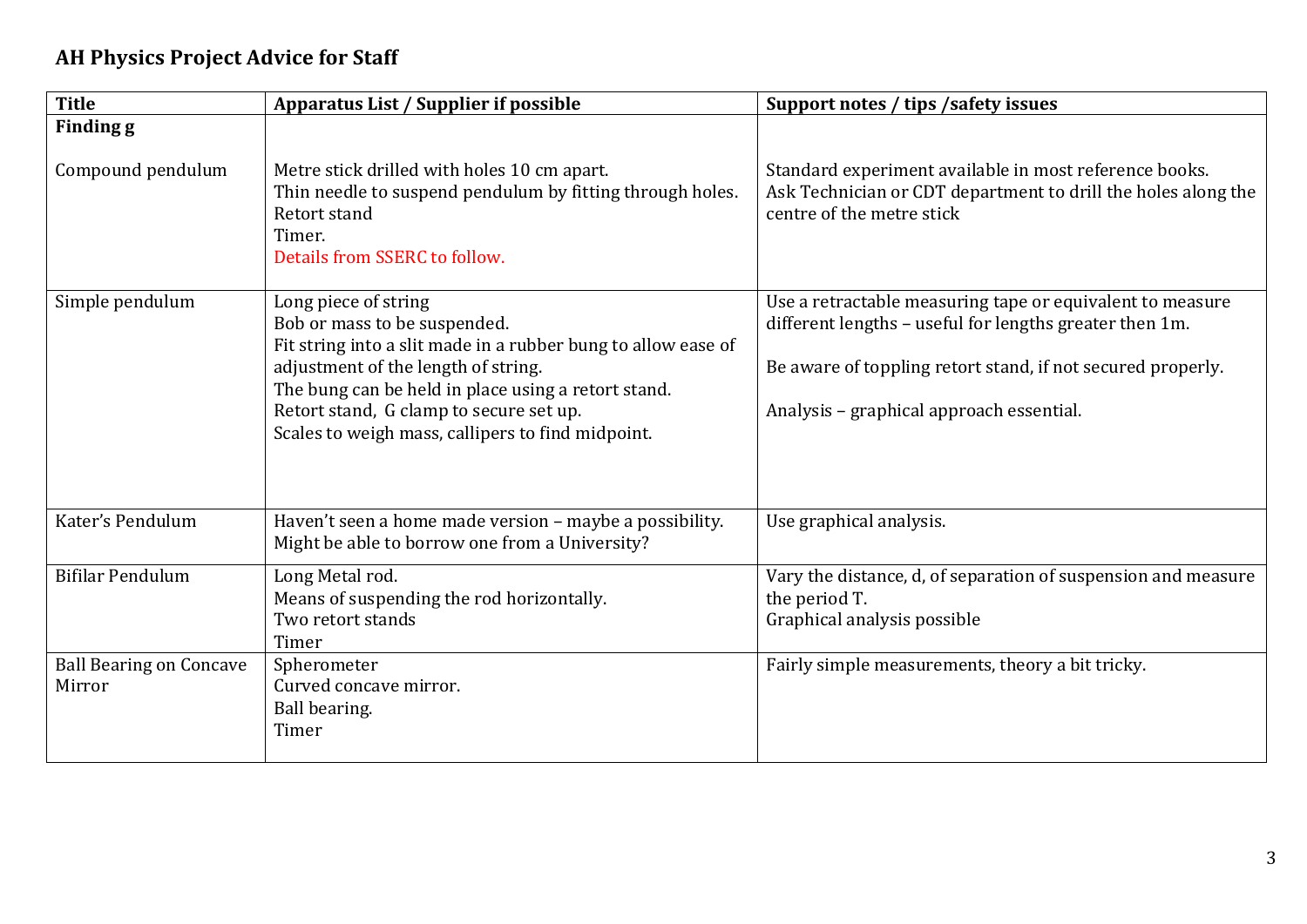## AH Physics Project Advice for Staff

| Title | Apparatus List / Supplier if possible | Support notes / tips /safety issues |
| --- | --- | --- |
| **Finding g** | | |
| Compound pendulum | Metre stick drilled with holes 10 cm apart.<br>Thin needle to suspend pendulum by fitting through holes.<br>Retort stand<br>Timer.<br>Details from SSERC to follow. | Standard experiment available in most reference books.<br>Ask Technician or CDT department to drill the holes along the centre of the metre stick |
| Simple pendulum | Long piece of string<br>Bob or mass to be suspended.<br>Fit string into a slit made in a rubber bung to allow ease of adjustment of the length of string.<br>The bung can be held in place using a retort stand.<br>Retort stand, G clamp to secure set up.<br>Scales to weigh mass, callipers to find midpoint. | Use a retractable measuring tape or equivalent to measure different lengths – useful for lengths greater then 1m.<br><br>Be aware of toppling retort stand, if not secured properly.<br><br>Analysis – graphical approach essential. |
| Kater's Pendulum | Haven't seen a home made version – maybe a possibility.<br>Might be able to borrow one from a University? | Use graphical analysis. |
| Bifilar Pendulum | Long Metal rod.<br>Means of suspending the rod horizontally.<br>Two retort stands<br>Timer | Vary the distance, d, of separation of suspension and measure the period T.<br>Graphical analysis possible |
| Ball Bearing on Concave Mirror | Spherometer<br>Curved concave mirror.<br>Ball bearing.<br>Timer | Fairly simple measurements, theory a bit tricky. |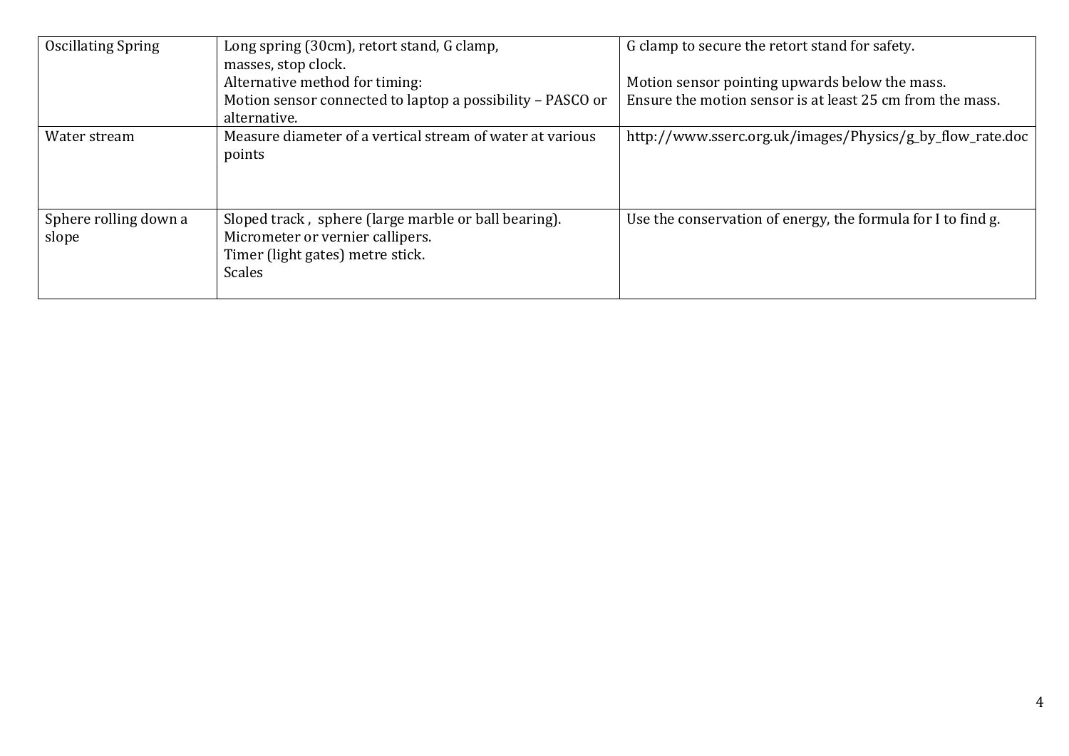| Oscillating Spring | Long spring (30cm), retort stand, G clamp, masses, stop clock.<br>Alternative method for timing:<br>Motion sensor connected to laptop a possibility – PASCO or alternative. | G clamp to secure the retort stand for safety.<br><br>Motion sensor pointing upwards below the mass.<br>Ensure the motion sensor is at least 25 cm from the mass. |
|---|---|---|
| Water stream | Measure diameter of a vertical stream of water at various points | http://www.sserc.org.uk/images/Physics/g_by_flow_rate.doc |
| Sphere rolling down a slope | Sloped track , sphere (large marble or ball bearing).<br>Micrometer or vernier callipers.<br>Timer (light gates) metre stick.<br>Scales | Use the conservation of energy, the formula for I to find g. |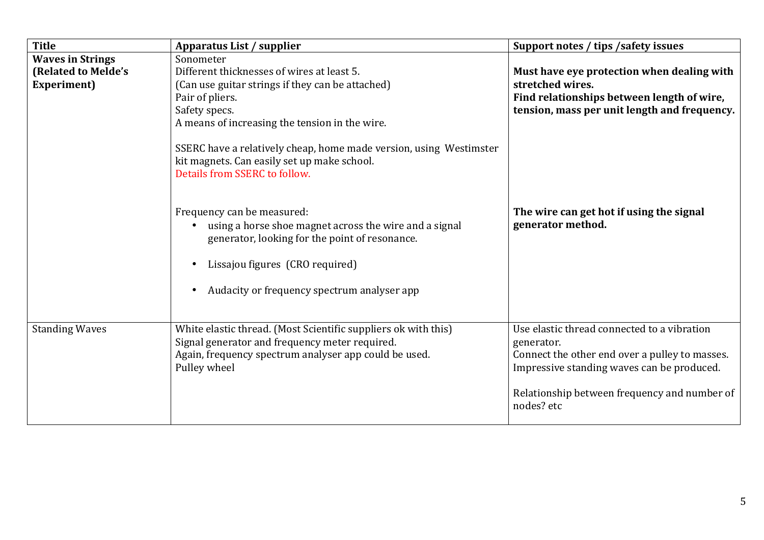| Title | Apparatus List / supplier | Support notes / tips /safety issues |
|---|---|---|
| **Waves in Strings (Related to Melde's Experiment)** | Sonometer<br>Different thicknesses of wires at least 5.<br>(Can use guitar strings if they can be attached)<br>Pair of pliers.<br>Safety specs.<br>A means of increasing the tension in the wire.<br><br>SSERC have a relatively cheap, home made version, using Westimster kit magnets. Can easily set up make school.<br>Details from SSERC to follow.<br><br>Frequency can be measured:<br>• using a horse shoe magnet across the wire and a signal generator, looking for the point of resonance.<br>• Lissajou figures (CRO required)<br>• Audacity or frequency spectrum analyser app | **Must have eye protection when dealing with stretched wires.**<br>**Find relationships between length of wire, tension, mass per unit length and frequency.**<br><br>**The wire can get hot if using the signal generator method.** |
| Standing Waves | White elastic thread. (Most Scientific suppliers ok with this)<br>Signal generator and frequency meter required.<br>Again, frequency spectrum analyser app could be used.<br>Pulley wheel | Use elastic thread connected to a vibration generator.<br>Connect the other end over a pulley to masses.<br>Impressive standing waves can be produced.<br><br>Relationship between frequency and number of nodes? etc |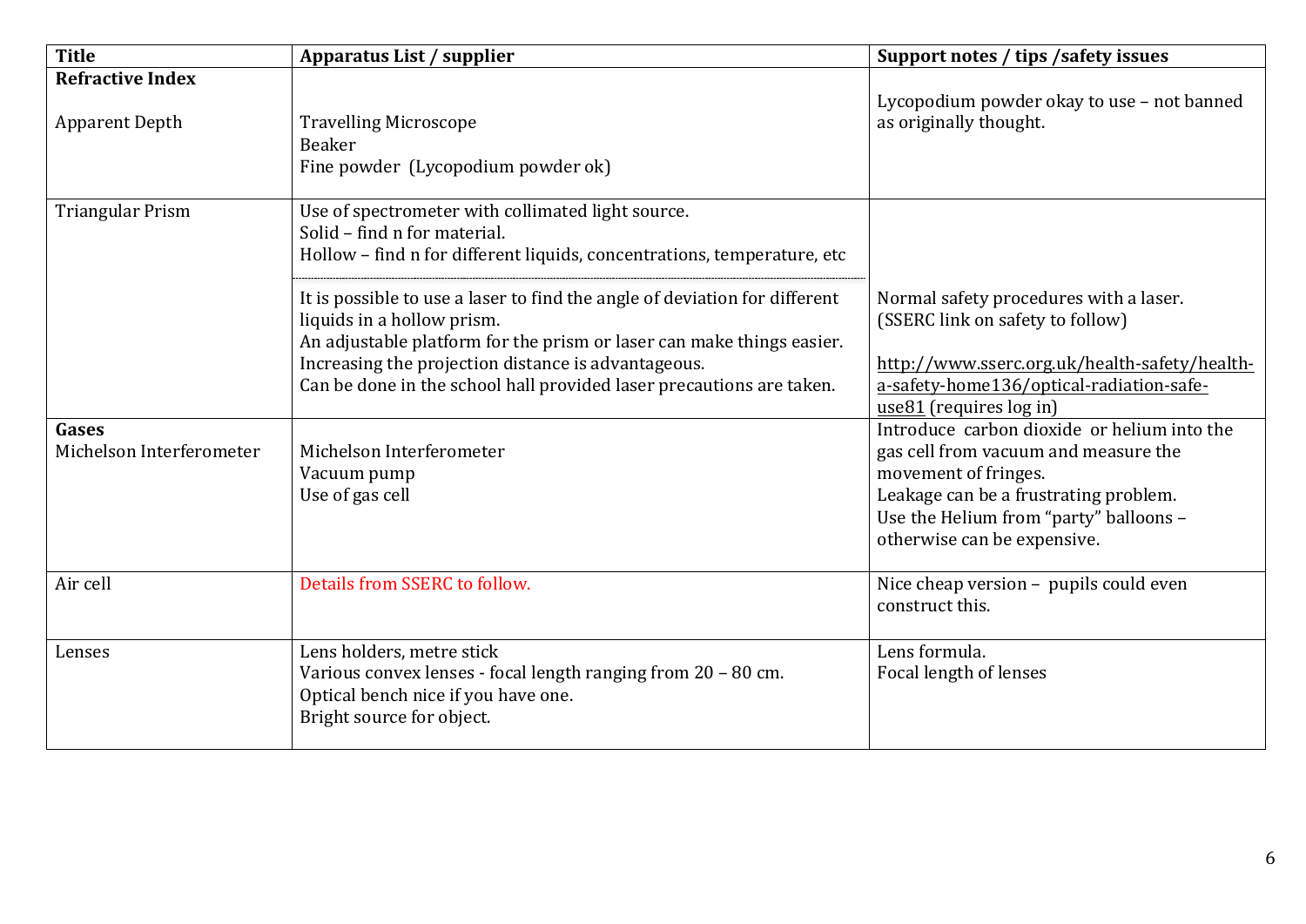| Title | Apparatus List / supplier | Support notes / tips /safety issues |
|---|---|---|
| **Refractive Index**<br><br>Apparent Depth | Travelling Microscope<br>Beaker<br>Fine powder (Lycopodium powder ok) | Lycopodium powder okay to use – not banned as originally thought. |
| Triangular Prism | Use of spectrometer with collimated light source.<br>Solid – find n for material.<br>Hollow – find n for different liquids, concentrations, temperature, etc<br><br>It is possible to use a laser to find the angle of deviation for different liquids in a hollow prism.<br>An adjustable platform for the prism or laser can make things easier.<br>Increasing the projection distance is advantageous.<br>Can be done in the school hall provided laser precautions are taken. | Normal safety procedures with a laser.<br>(SSERC link on safety to follow)<br><br>http://www.sserc.org.uk/health-safety/health-a-safety-home136/optical-radiation-safe-use81 (requires log in) |
| **Gases**<br>Michelson Interferometer | Michelson Interferometer<br>Vacuum pump<br>Use of gas cell | Introduce carbon dioxide or helium into the gas cell from vacuum and measure the movement of fringes.<br>Leakage can be a frustrating problem.<br>Use the Helium from "party" balloons – otherwise can be expensive. |
| Air cell | Details from SSERC to follow. | Nice cheap version – pupils could even construct this. |
| Lenses | Lens holders, metre stick<br>Various convex lenses - focal length ranging from 20 – 80 cm.<br>Optical bench nice if you have one.<br>Bright source for object. | Lens formula.<br>Focal length of lenses |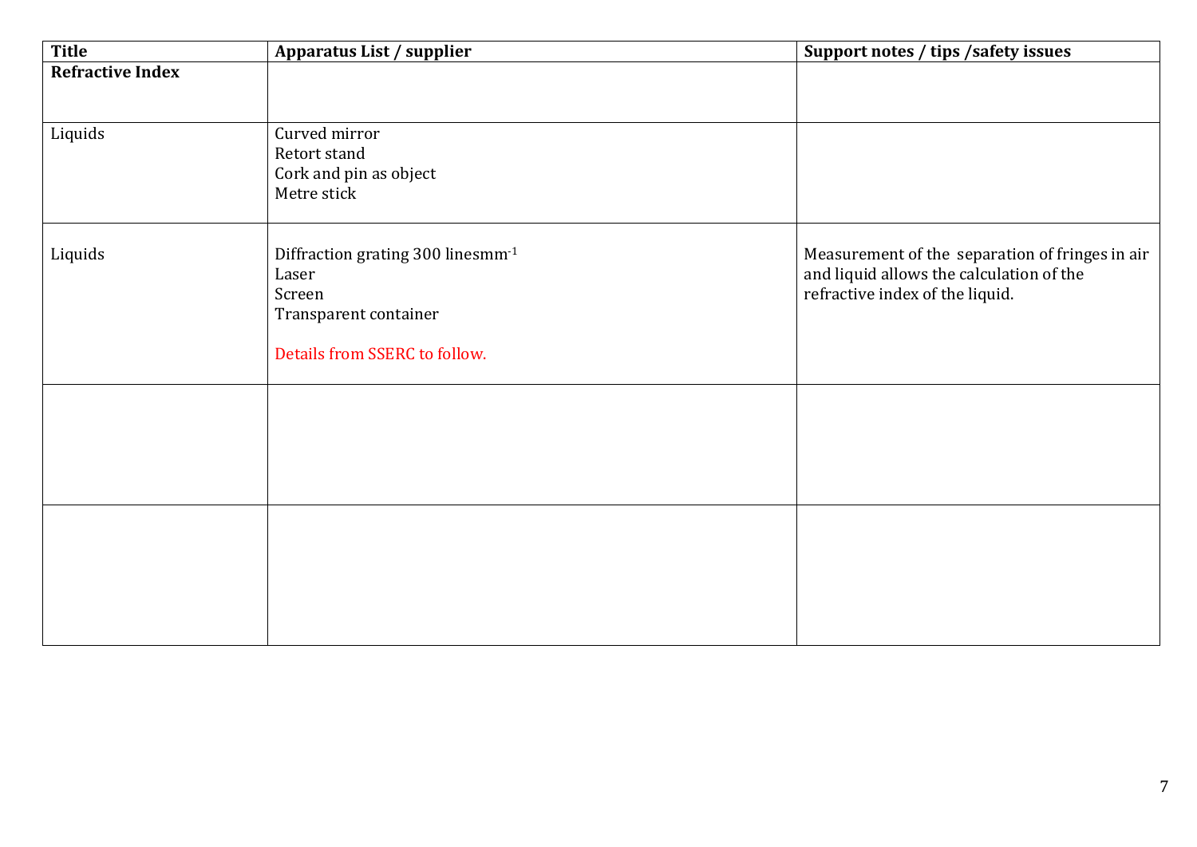| Title | Apparatus List / supplier | Support notes / tips /safety issues |
|---|---|---|
| **Refractive Index** | | |
| Liquids | Curved mirror<br>Retort stand<br>Cork and pin as object<br>Metre stick | |
| Liquids | Diffraction grating 300 linesmm$^{-1}$<br>Laser<br>Screen<br>Transparent container<br><br>Details from SSERC to follow. | Measurement of the separation of fringes in air and liquid allows the calculation of the refractive index of the liquid. |
| | | |
| | | |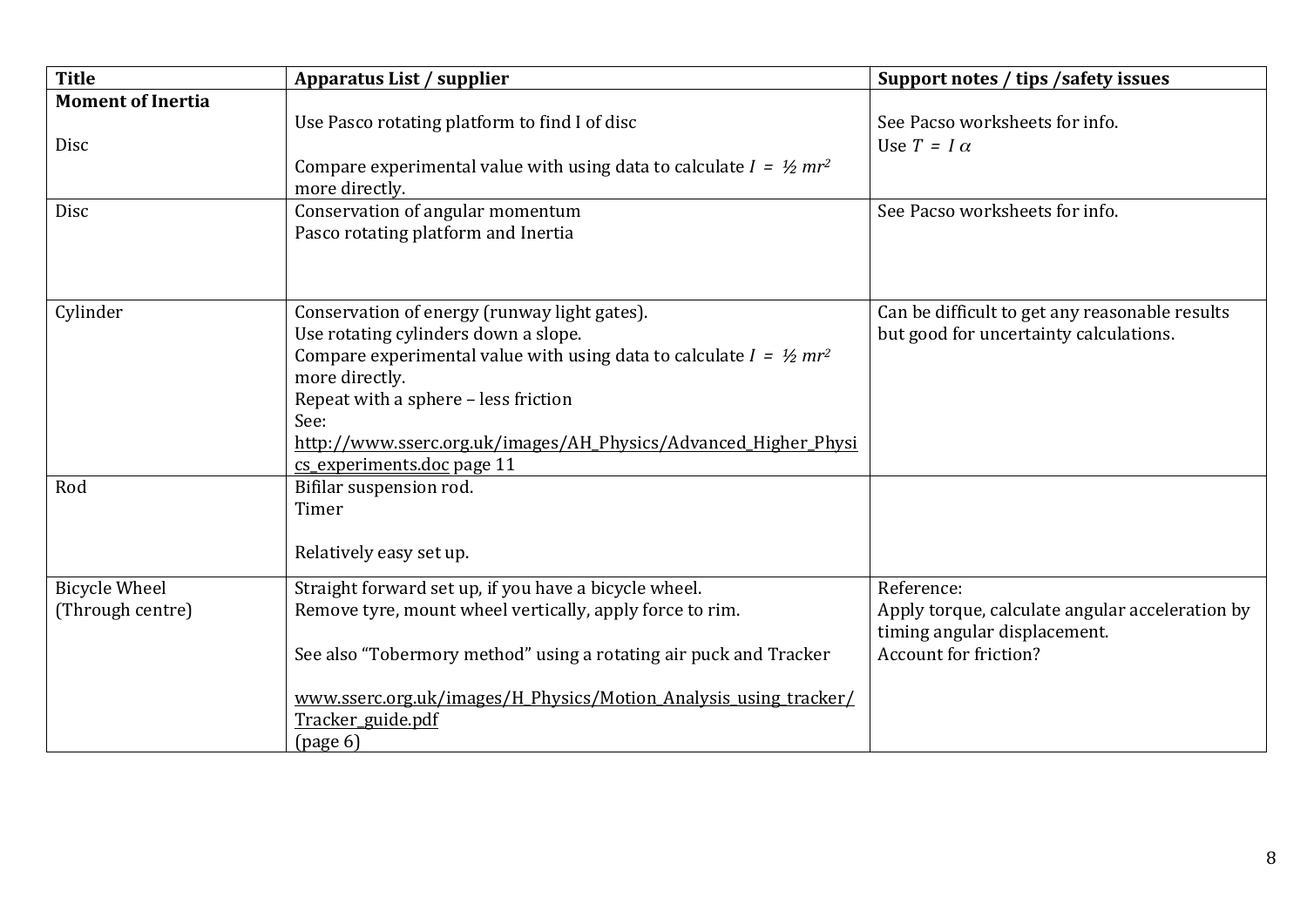| **Title** | **Apparatus List / supplier** | **Support notes / tips /safety issues** |
|---|---|---|
| **Moment of Inertia**<br><br>Disc | Use Pasco rotating platform to find I of disc<br><br>Compare experimental value with using data to calculate $I = ½ mr^2$ more directly. | See Pacso worksheets for info.<br>Use $T = I\alpha$ |
| Disc | Conservation of angular momentum<br>Pasco rotating platform and Inertia | See Pacso worksheets for info. |
| Cylinder | Conservation of energy (runway light gates).<br>Use rotating cylinders down a slope.<br>Compare experimental value with using data to calculate $I = ½ mr^2$ more directly.<br>Repeat with a sphere – less friction<br>See:<br>http://www.sserc.org.uk/images/AH_Physics/Advanced_Higher_Physics_experiments.doc page 11 | Can be difficult to get any reasonable results but good for uncertainty calculations. |
| Rod | Bifilar suspension rod.<br>Timer<br><br>Relatively easy set up. | |
| Bicycle Wheel<br>(Through centre) | Straight forward set up, if you have a bicycle wheel.<br>Remove tyre, mount wheel vertically, apply force to rim.<br><br>See also "Tobermory method" using a rotating air puck and Tracker<br><br>www.sserc.org.uk/images/H_Physics/Motion_Analysis_using_tracker/Tracker_guide.pdf<br>(page 6) | Reference:<br>Apply torque, calculate angular acceleration by timing angular displacement.<br>Account for friction? |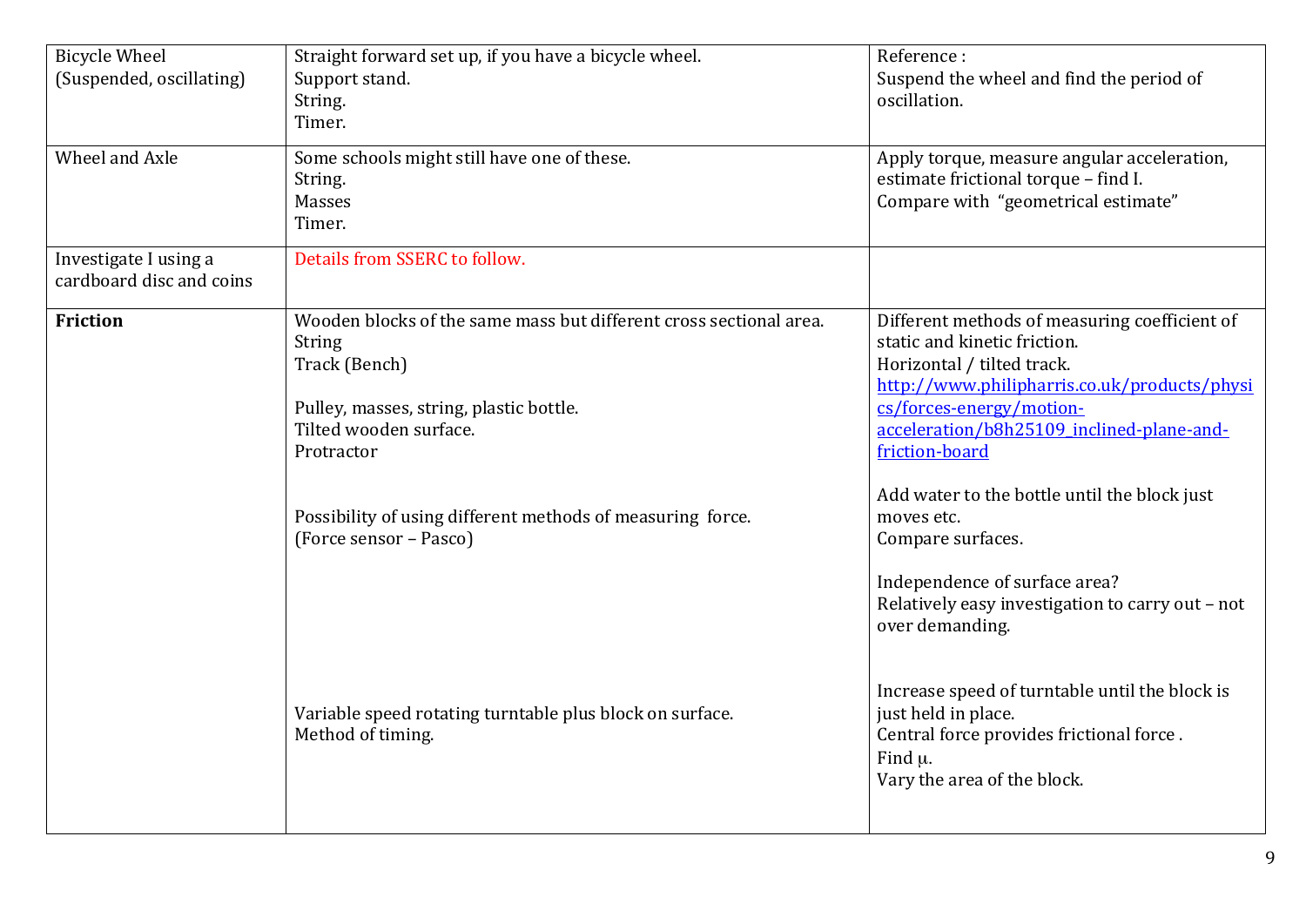| | | |
|---|---|---|
| Bicycle Wheel<br>(Suspended, oscillating) | Straight forward set up, if you have a bicycle wheel.<br>Support stand.<br>String.<br>Timer. | Reference :<br>Suspend the wheel and find the period of oscillation. |
| Wheel and Axle | Some schools might still have one of these.<br>String.<br>Masses<br>Timer. | Apply torque, measure angular acceleration, estimate frictional torque – find I.<br>Compare with "geometrical estimate" |
| Investigate I using a cardboard disc and coins | Details from SSERC to follow. | |
| **Friction** | Wooden blocks of the same mass but different cross sectional area.<br>String<br>Track (Bench)<br><br>Pulley, masses, string, plastic bottle.<br>Tilted wooden surface.<br>Protractor<br><br>Possibility of using different methods of measuring force.<br>(Force sensor – Pasco)<br><br>Variable speed rotating turntable plus block on surface.<br>Method of timing. | Different methods of measuring coefficient of static and kinetic friction.<br>Horizontal / tilted track.<br>[http://www.philipharris.co.uk/products/physics/forces-energy/motion-acceleration/b8h25109_inclined-plane-and-friction-board](http://www.philipharris.co.uk/products/physics/forces-energy/motion-acceleration/b8h25109_inclined-plane-and-friction-board)<br><br>Add water to the bottle until the block just moves etc.<br>Compare surfaces.<br><br>Independence of surface area?<br>Relatively easy investigation to carry out – not over demanding.<br><br>Increase speed of turntable until the block is just held in place.<br>Central force provides frictional force .<br>Find $\mu$.<br>Vary the area of the block. |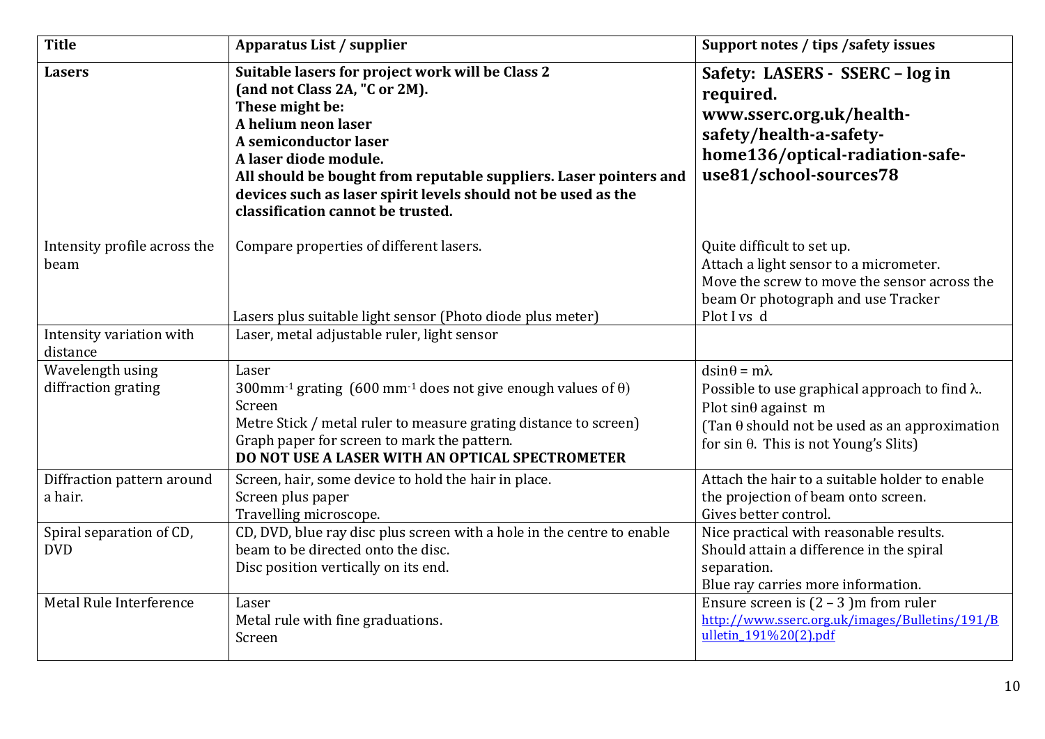| Title | Apparatus List / supplier | Support notes / tips /safety issues |
| --- | --- | --- |
| **Lasers** | **Suitable lasers for project work will be Class 2 (and not Class 2A, "C or 2M).** **These might be:** **A helium neon laser** **A semiconductor laser** **A laser diode module.** **All should be bought from reputable suppliers. Laser pointers and devices such as laser spirit levels should not be used as the classification cannot be trusted.** | **Safety: LASERS - SSERC – log in required.** **www.sserc.org.uk/health-safety/health-a-safety-home136/optical-radiation-safe-use81/school-sources78** |
| Intensity profile across the beam | Compare properties of different lasers. Lasers plus suitable light sensor (Photo diode plus meter) | Quite difficult to set up. Attach a light sensor to a micrometer. Move the screw to move the sensor across the beam Or photograph and use Tracker Plot I vs d |
| Intensity variation with distance | Laser, metal adjustable ruler, light sensor | |
| Wavelength using diffraction grating | Laser $300\text{mm}^{-1}$ grating ($600\text{ mm}^{-1}$ does not give enough values of $\theta$) Screen Metre Stick / metal ruler to measure grating distance to screen) Graph paper for screen to mark the pattern. **DO NOT USE A LASER WITH AN OPTICAL SPECTROMETER** | $d\sin\theta = m\lambda$ Possible to use graphical approach to find $\lambda$. Plot $\sin\theta$ against m (Tan $\theta$ should not be used as an approximation for sin $\theta$. This is not Young's Slits) |
| Diffraction pattern around a hair. | Screen, hair, some device to hold the hair in place. Screen plus paper Travelling microscope. | Attach the hair to a suitable holder to enable the projection of beam onto screen. Gives better control. |
| Spiral separation of CD, DVD | CD, DVD, blue ray disc plus screen with a hole in the centre to enable beam to be directed onto the disc. Disc position vertically on its end. | Nice practical with reasonable results. Should attain a difference in the spiral separation. Blue ray carries more information. |
| Metal Rule Interference | Laser Metal rule with fine graduations. Screen | Ensure screen is (2 – 3 )m from ruler http://www.sserc.org.uk/images/Bulletins/191/Bulletin_191%20(2).pdf |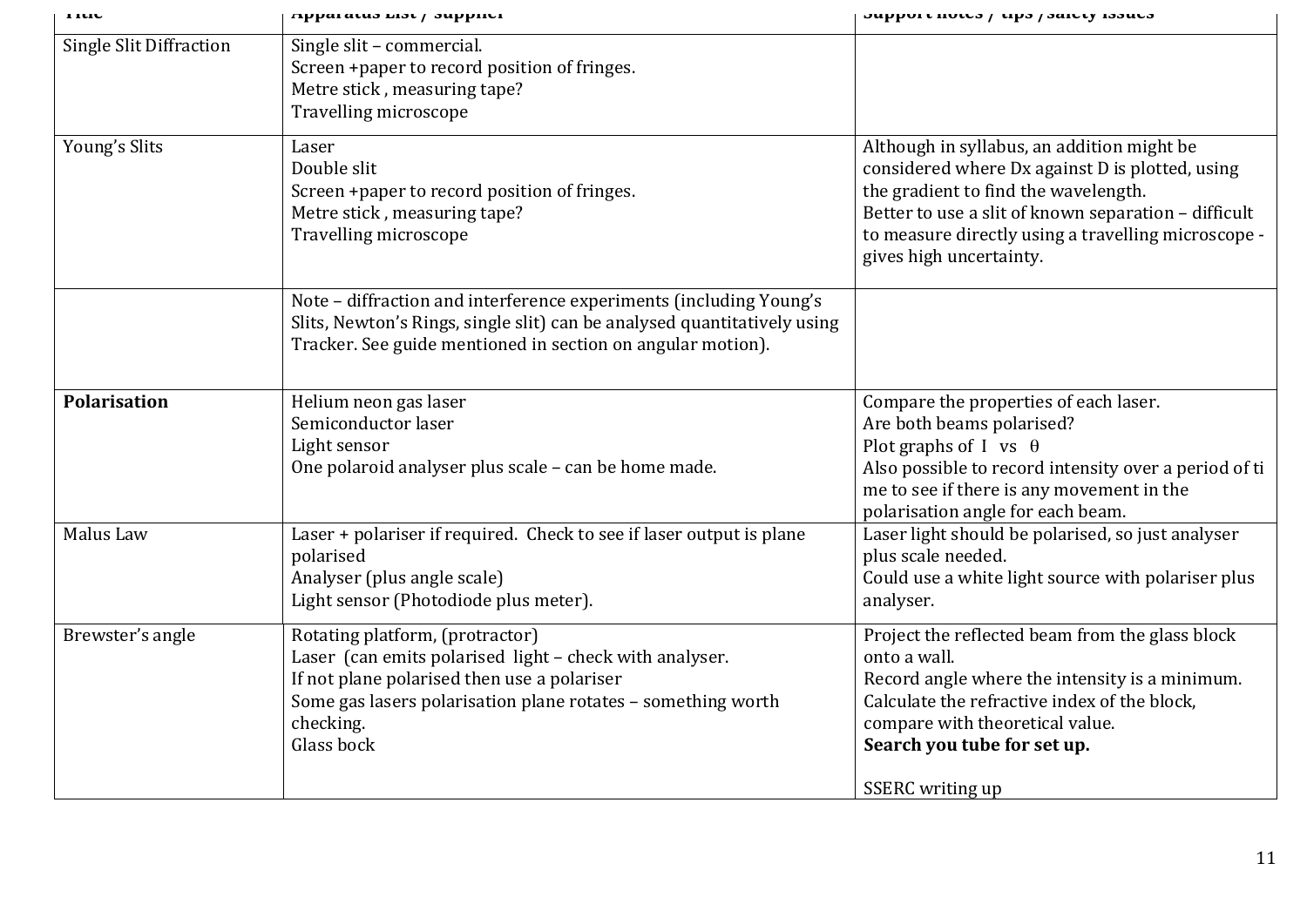| Title | Apparatus List / supplier | Support notes / tips / safety issues |
|---|---|---|
| Single Slit Diffraction | Single slit – commercial.<br>Screen +paper to record position of fringes.<br>Metre stick , measuring tape?<br>Travelling microscope | |
| Young's Slits | Laser<br>Double slit<br>Screen +paper to record position of fringes.<br>Metre stick , measuring tape?<br>Travelling microscope | Although in syllabus, an addition might be considered where Dx against D is plotted, using the gradient to find the wavelength.<br>Better to use a slit of known separation – difficult to measure directly using a travelling microscope - gives high uncertainty. |
| | Note – diffraction and interference experiments (including Young's Slits, Newton's Rings, single slit) can be analysed quantitatively using Tracker. See guide mentioned in section on angular motion). | |
| **Polarisation** | Helium neon gas laser<br>Semiconductor laser<br>Light sensor<br>One polaroid analyser plus scale – can be home made. | Compare the properties of each laser.<br>Are both beams polarised?<br>Plot graphs of I vs $\theta$<br>Also possible to record intensity over a period of ti me to see if there is any movement in the polarisation angle for each beam. |
| Malus Law | Laser + polariser if required. Check to see if laser output is plane polarised<br>Analyser (plus angle scale)<br>Light sensor (Photodiode plus meter). | Laser light should be polarised, so just analyser plus scale needed.<br>Could use a white light source with polariser plus analyser. |
| Brewster's angle | Rotating platform, (protractor)<br>Laser (can emits polarised light – check with analyser.<br>If not plane polarised then use a polariser<br>Some gas lasers polarisation plane rotates – something worth checking.<br>Glass bock | Project the reflected beam from the glass block onto a wall.<br>Record angle where the intensity is a minimum.<br>Calculate the refractive index of the block, compare with theoretical value.<br>**Search you tube for set up.**<br><br>SSERC writing up |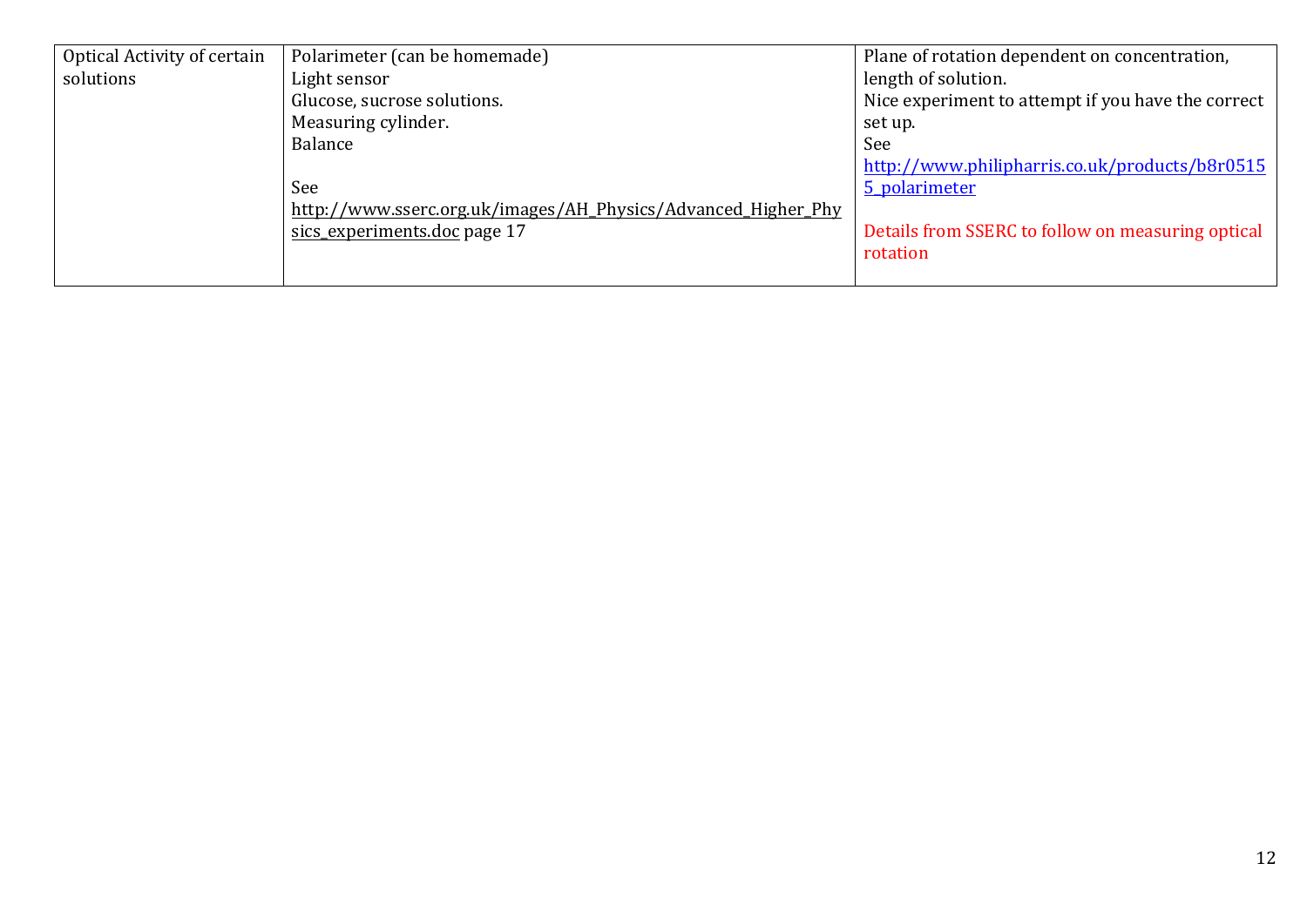| | | |
|---|---|---|
| Optical Activity of certain solutions | Polarimeter (can be homemade)<br>Light sensor<br>Glucose, sucrose solutions.<br>Measuring cylinder.<br>Balance<br><br>See<br>http://www.sserc.org.uk/images/AH_Physics/Advanced_Higher_Physics_experiments.doc page 17 | Plane of rotation dependent on concentration, length of solution.<br>Nice experiment to attempt if you have the correct set up.<br>See<br>http://www.philipharris.co.uk/products/b8r05155_polarimeter<br><br>Details from SSERC to follow on measuring optical rotation |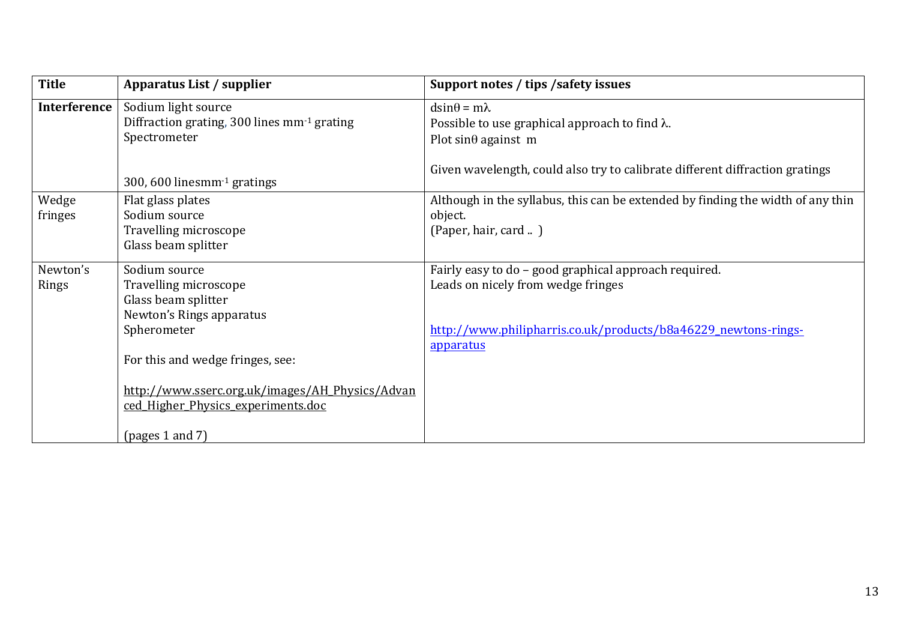| Title | Apparatus List / supplier | Support notes / tips /safety issues |
|---|---|---|
| **Interference** | Sodium light source<br>Diffraction grating, 300 lines $mm^{-1}$ grating<br>Spectrometer<br><br>300, 600 lines$mm^{-1}$ gratings | $d\sin\theta = m\lambda$<br>Possible to use graphical approach to find $\lambda$.<br>Plot $\sin\theta$ against $m$<br><br>Given wavelength, could also try to calibrate different diffraction gratings |
| Wedge fringes | Flat glass plates<br>Sodium source<br>Travelling microscope<br>Glass beam splitter | Although in the syllabus, this can be extended by finding the width of any thin object.<br>(Paper, hair, card .. ) |
| Newton's Rings | Sodium source<br>Travelling microscope<br>Glass beam splitter<br>Newton's Rings apparatus<br>Spherometer<br><br>For this and wedge fringes, see:<br><br>http://www.sserc.org.uk/images/AH_Physics/Advanced_Higher_Physics_experiments.doc<br><br>(pages 1 and 7) | Fairly easy to do – good graphical approach required.<br>Leads on nicely from wedge fringes<br><br>http://www.philipharris.co.uk/products/b8a46229_newtons-rings-apparatus |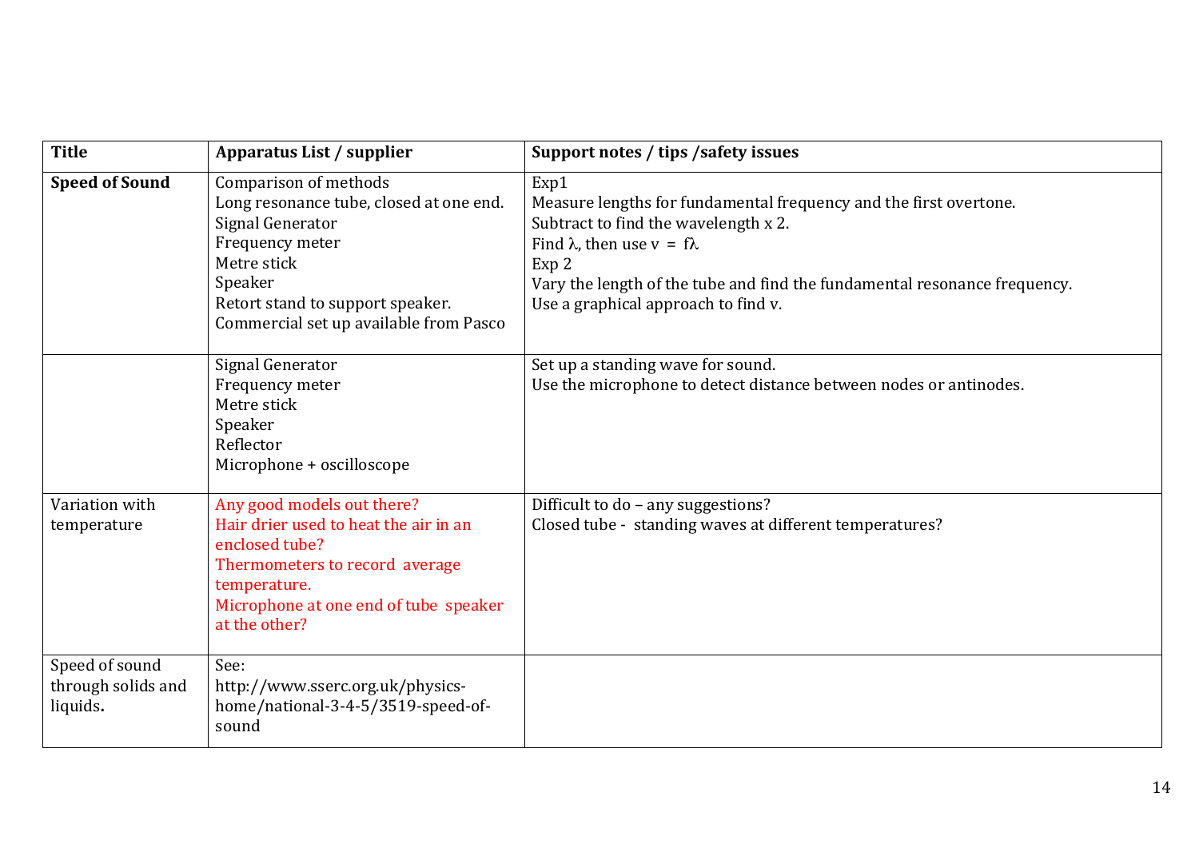| Title | Apparatus List / supplier | Support notes / tips /safety issues |
|---|---|---|
| **Speed of Sound** | Comparison of methods<br>Long resonance tube, closed at one end.<br>Signal Generator<br>Frequency meter<br>Metre stick<br>Speaker<br>Retort stand to support speaker.<br>Commercial set up available from Pasco | Exp1<br>Measure lengths for fundamental frequency and the first overtone.<br>Subtract to find the wavelength x 2.<br>Find $\lambda$, then use $v = f\lambda$<br>Exp 2<br>Vary the length of the tube and find the fundamental resonance frequency.<br>Use a graphical approach to find v. |
| | Signal Generator<br>Frequency meter<br>Metre stick<br>Speaker<br>Reflector<br>Microphone + oscilloscope | Set up a standing wave for sound.<br>Use the microphone to detect distance between nodes or antinodes. |
| Variation with temperature | Any good models out there?<br>Hair drier used to heat the air in an enclosed tube?<br>Thermometers to record average temperature.<br>Microphone at one end of tube speaker at the other? | Difficult to do – any suggestions?<br>Closed tube - standing waves at different temperatures? |
| Speed of sound through solids and liquids**.** | See:<br>http://www.sserc.org.uk/physics-home/national-3-4-5/3519-speed-of-sound | |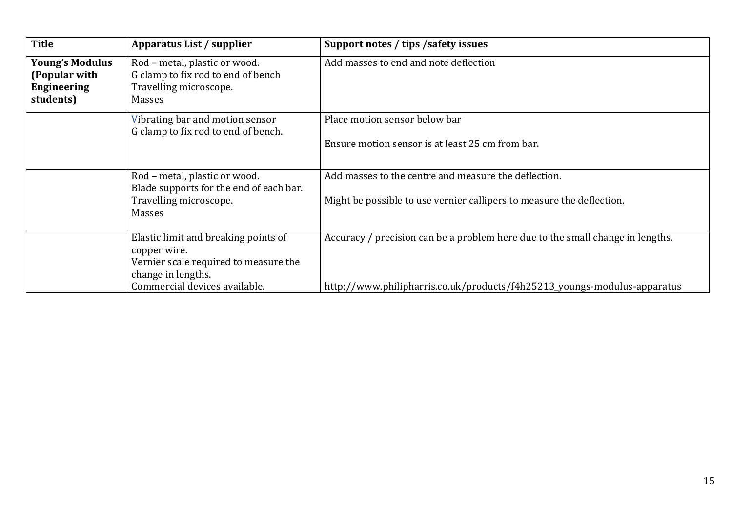| Title | Apparatus List / supplier | Support notes / tips /safety issues |
| --- | --- | --- |
| **Young's Modulus (Popular with Engineering students)** | Rod – metal, plastic or wood.<br>G clamp to fix rod to end of bench<br>Travelling microscope.<br>Masses | Add masses to end and note deflection |
| | Vibrating bar and motion sensor<br>G clamp to fix rod to end of bench. | Place motion sensor below bar<br><br>Ensure motion sensor is at least 25 cm from bar. |
| | Rod – metal, plastic or wood.<br>Blade supports for the end of each bar.<br>Travelling microscope.<br>Masses | Add masses to the centre and measure the deflection.<br><br>Might be possible to use vernier callipers to measure the deflection. |
| | Elastic limit and breaking points of copper wire.<br>Vernier scale required to measure the change in lengths.<br>Commercial devices available. | Accuracy / precision can be a problem here due to the small change in lengths.<br><br>http://www.philipharris.co.uk/products/f4h25213_youngs-modulus-apparatus |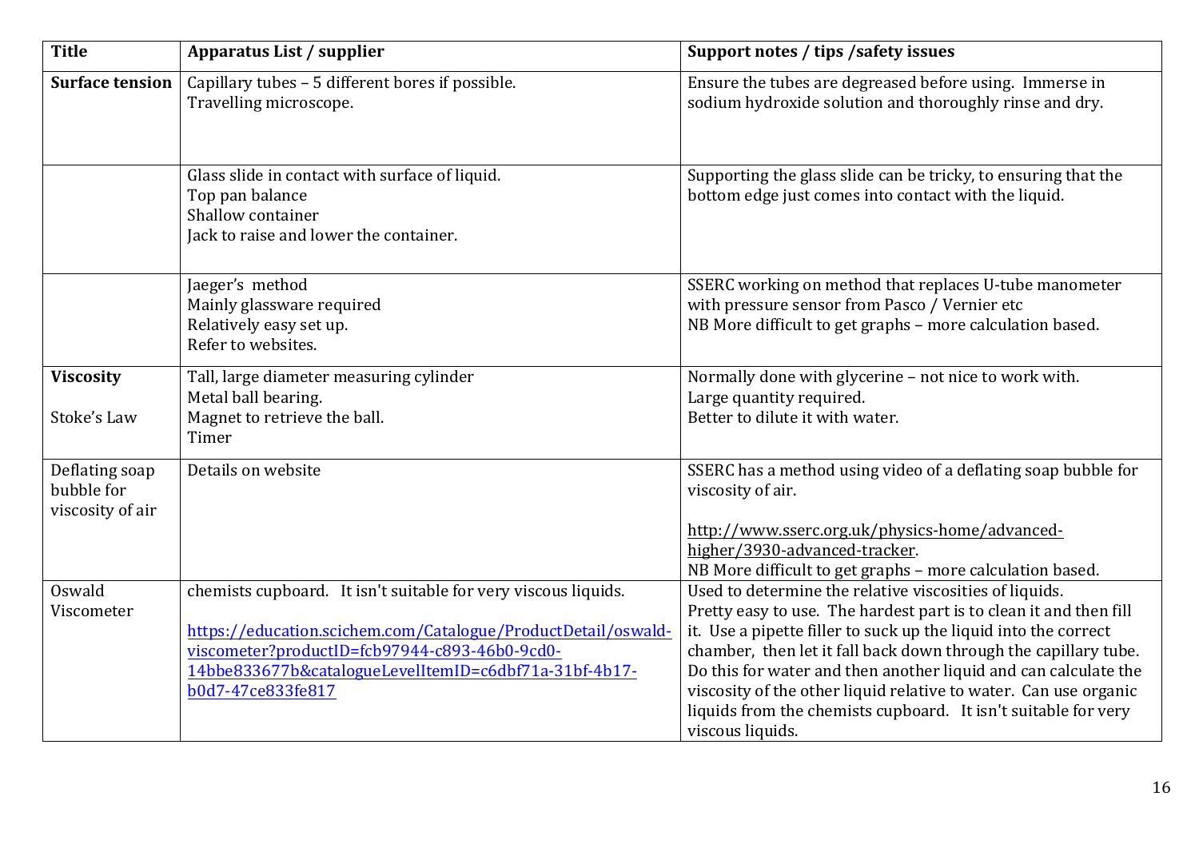| Title | Apparatus List / supplier | Support notes / tips /safety issues |
|---|---|---|
| **Surface tension** | Capillary tubes – 5 different bores if possible.<br>Travelling microscope. | Ensure the tubes are degreased before using. Immerse in sodium hydroxide solution and thoroughly rinse and dry. |
| | Glass slide in contact with surface of liquid.<br>Top pan balance<br>Shallow container<br>Jack to raise and lower the container. | Supporting the glass slide can be tricky, to ensuring that the bottom edge just comes into contact with the liquid. |
| | Jaeger's method<br>Mainly glassware required<br>Relatively easy set up.<br>Refer to websites. | SSERC working on method that replaces U-tube manometer with pressure sensor from Pasco / Vernier etc<br>NB More difficult to get graphs – more calculation based. |
| **Viscosity**<br><br>Stoke's Law | Tall, large diameter measuring cylinder<br>Metal ball bearing.<br>Magnet to retrieve the ball.<br>Timer | Normally done with glycerine – not nice to work with.<br>Large quantity required.<br>Better to dilute it with water. |
| Deflating soap bubble for viscosity of air | Details on website | SSERC has a method using video of a deflating soap bubble for viscosity of air.<br><br>http://www.sserc.org.uk/physics-home/advanced-higher/3930-advanced-tracker.<br>NB More difficult to get graphs – more calculation based. |
| Oswald Viscometer | chemists cupboard. It isn't suitable for very viscous liquids.<br><br>https://education.scichem.com/Catalogue/ProductDetail/oswald-viscometer?productID=fcb97944-c893-46b0-9cd0-14bbe833677b&catalogueLevelItemID=c6dbf71a-31bf-4b17-b0d7-47ce833fe817 | Used to determine the relative viscosities of liquids.<br>Pretty easy to use. The hardest part is to clean it and then fill it. Use a pipette filler to suck up the liquid into the correct chamber, then let it fall back down through the capillary tube. Do this for water and then another liquid and can calculate the viscosity of the other liquid relative to water. Can use organic liquids from the chemists cupboard. It isn't suitable for very viscous liquids. |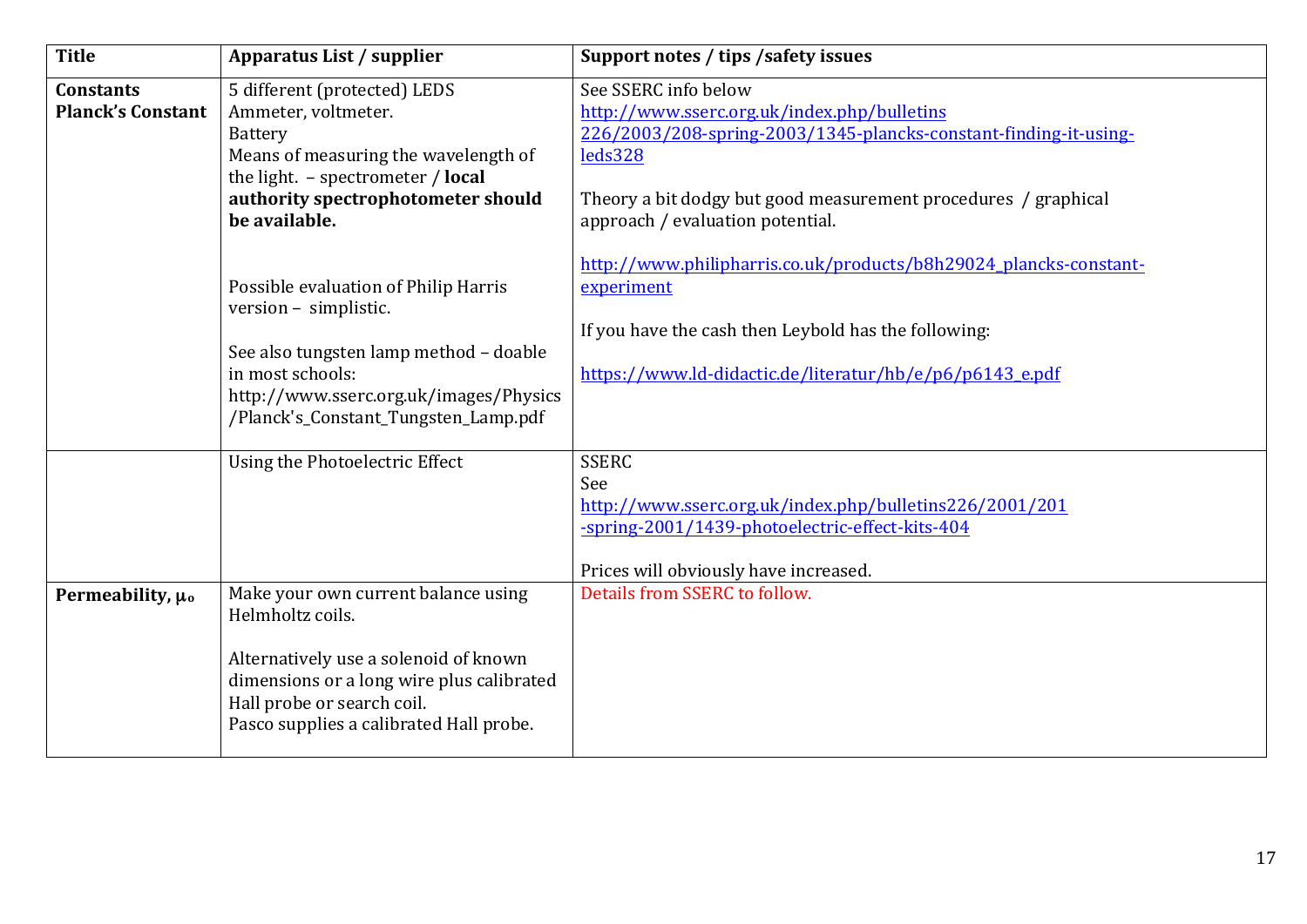| Title | Apparatus List / supplier | Support notes / tips /safety issues |
| --- | --- | --- |
| **Constants** **Planck's Constant** | 5 different (protected) LEDS<br>Ammeter, voltmeter.<br>Battery<br>Means of measuring the wavelength of the light. – spectrometer / **local authority spectrophotometer should be available.**<br><br>Possible evaluation of Philip Harris version – simplistic.<br><br>See also tungsten lamp method – doable in most schools: http://www.sserc.org.uk/images/Physics/Planck's_Constant_Tungsten_Lamp.pdf | See SSERC info below<br>http://www.sserc.org.uk/index.php/bulletins 226/2003/208-spring-2003/1345-plancks-constant-finding-it-using-leds328<br><br>Theory a bit dodgy but good measurement procedures / graphical approach / evaluation potential.<br><br>http://www.philipharris.co.uk/products/b8h29024_plancks-constant-experiment<br><br>If you have the cash then Leybold has the following:<br><br>https://www.ld-didactic.de/literatur/hb/e/p6/p6143_e.pdf |
| | Using the Photoelectric Effect | SSERC<br>See<br>http://www.sserc.org.uk/index.php/bulletins226/2001/201-spring-2001/1439-photoelectric-effect-kits-404<br><br>Prices will obviously have increased. |
| **Permeability, $\mu_o$** | Make your own current balance using Helmholtz coils.<br><br>Alternatively use a solenoid of known dimensions or a long wire plus calibrated Hall probe or search coil.<br>Pasco supplies a calibrated Hall probe. | Details from SSERC to follow. |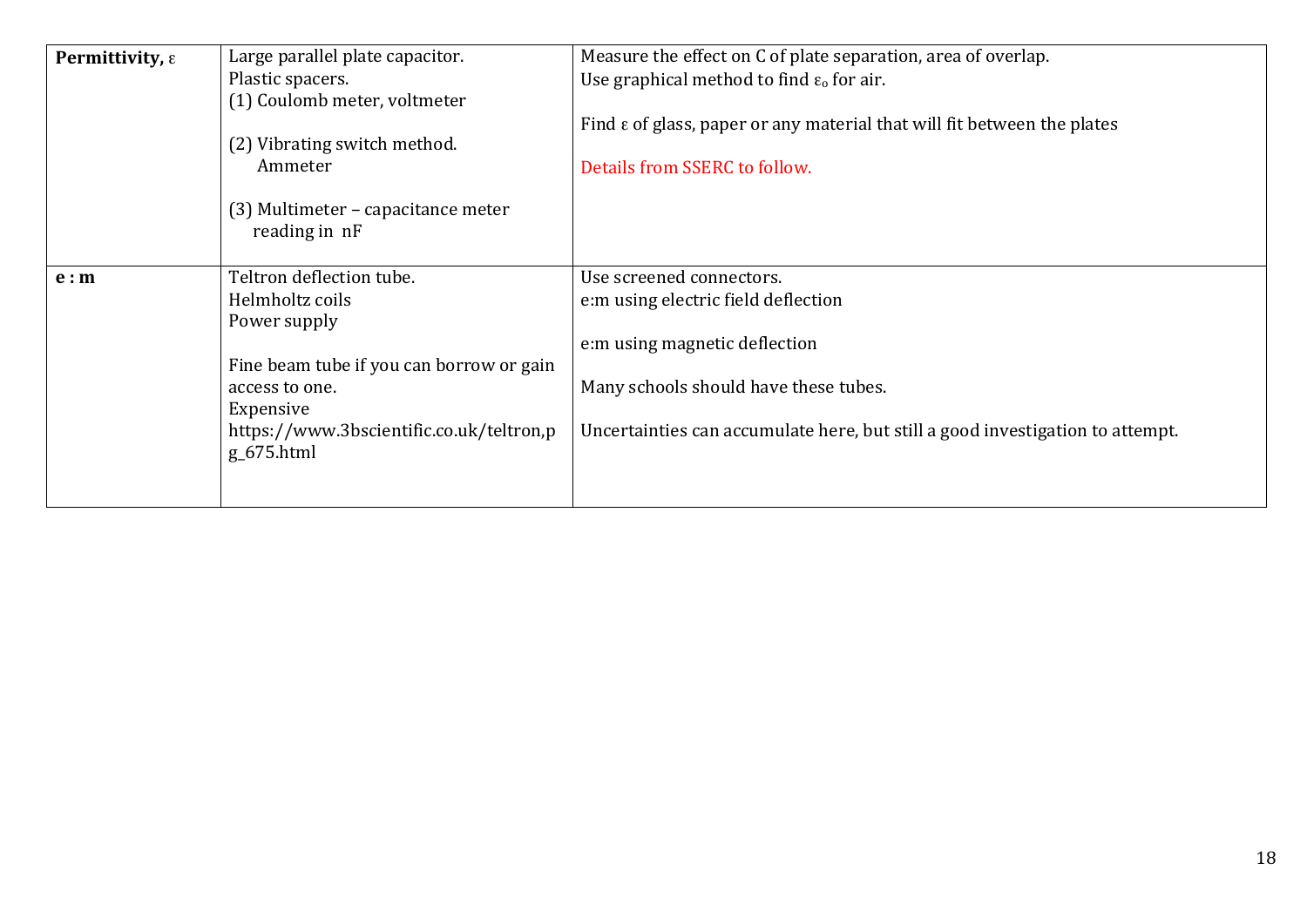| | | |
|---|---|---|
| **Permittivity, $\varepsilon$** | Large parallel plate capacitor.<br>Plastic spacers.<br>(1) Coulomb meter, voltmeter<br><br>(2) Vibrating switch method.<br>Ammeter<br><br>(3) Multimeter – capacitance meter reading in nF | Measure the effect on C of plate separation, area of overlap.<br>Use graphical method to find $\varepsilon_o$ for air.<br><br>Find $\varepsilon$ of glass, paper or any material that will fit between the plates<br><br>Details from SSERC to follow. |
| **e : m** | Teltron deflection tube.<br>Helmholtz coils<br>Power supply<br><br>Fine beam tube if you can borrow or gain access to one.<br>Expensive<br>https://www.3bscientific.co.uk/teltron,pg_675.html | Use screened connectors.<br>e:m using electric field deflection<br><br>e:m using magnetic deflection<br><br>Many schools should have these tubes.<br><br>Uncertainties can accumulate here, but still a good investigation to attempt. |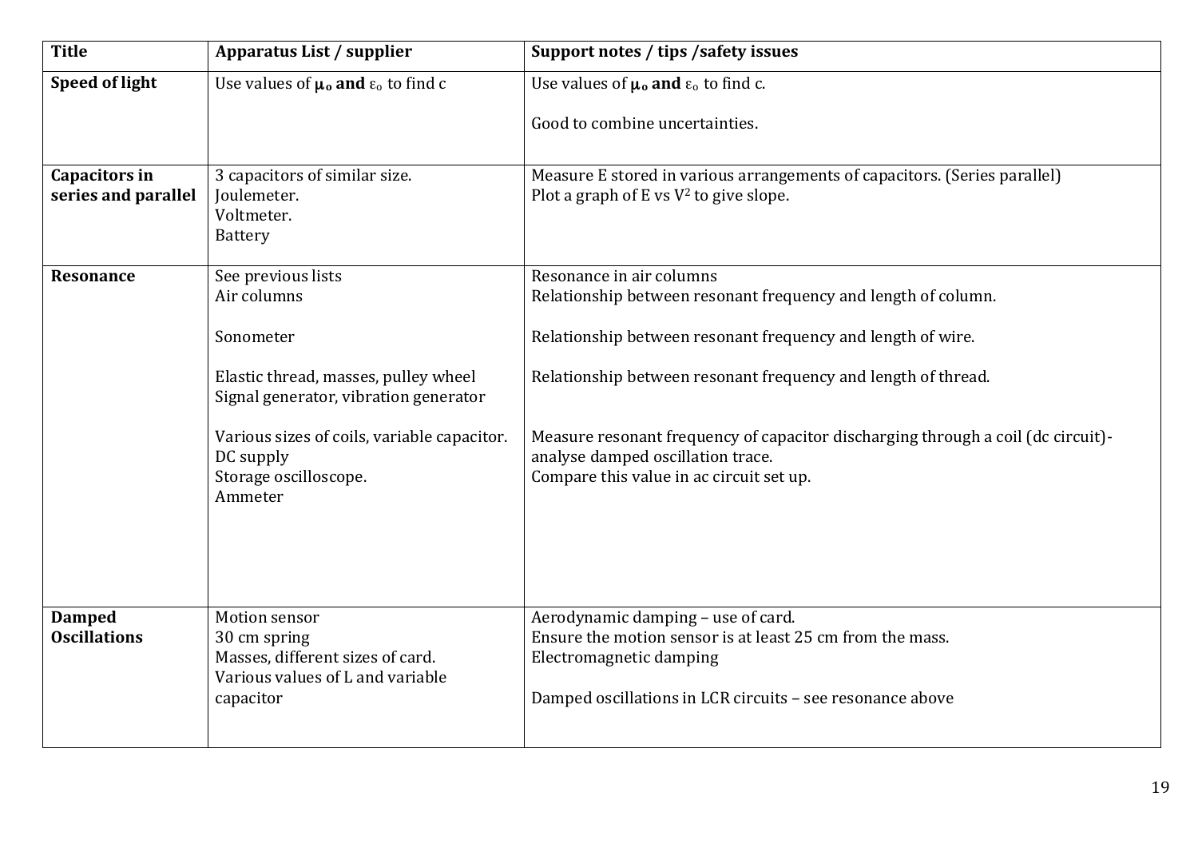| Title | Apparatus List / supplier | Support notes / tips /safety issues |
|---|---|---|
| **Speed of light** | Use values of $\mu_o$ **and** $\varepsilon_o$ to find c | Use values of $\mu_o$ **and** $\varepsilon_o$ to find c.<br><br>Good to combine uncertainties. |
| **Capacitors in series and parallel** | 3 capacitors of similar size.<br>Joulemeter.<br>Voltmeter.<br>Battery | Measure E stored in various arrangements of capacitors. (Series parallel)<br>Plot a graph of E vs $V^2$ to give slope. |
| **Resonance** | See previous lists<br>Air columns<br><br>Sonometer<br><br>Elastic thread, masses, pulley wheel<br>Signal generator, vibration generator<br><br>Various sizes of coils, variable capacitor.<br>DC supply<br>Storage oscilloscope.<br>Ammeter | Resonance in air columns<br>Relationship between resonant frequency and length of column.<br><br>Relationship between resonant frequency and length of wire.<br><br>Relationship between resonant frequency and length of thread.<br><br>Measure resonant frequency of capacitor discharging through a coil (dc circuit)-analyse damped oscillation trace.<br>Compare this value in ac circuit set up. |
| **Damped Oscillations** | Motion sensor<br>30 cm spring<br>Masses, different sizes of card.<br>Various values of L and variable capacitor | Aerodynamic damping – use of card.<br>Ensure the motion sensor is at least 25 cm from the mass.<br>Electromagnetic damping<br><br>Damped oscillations in LCR circuits – see resonance above |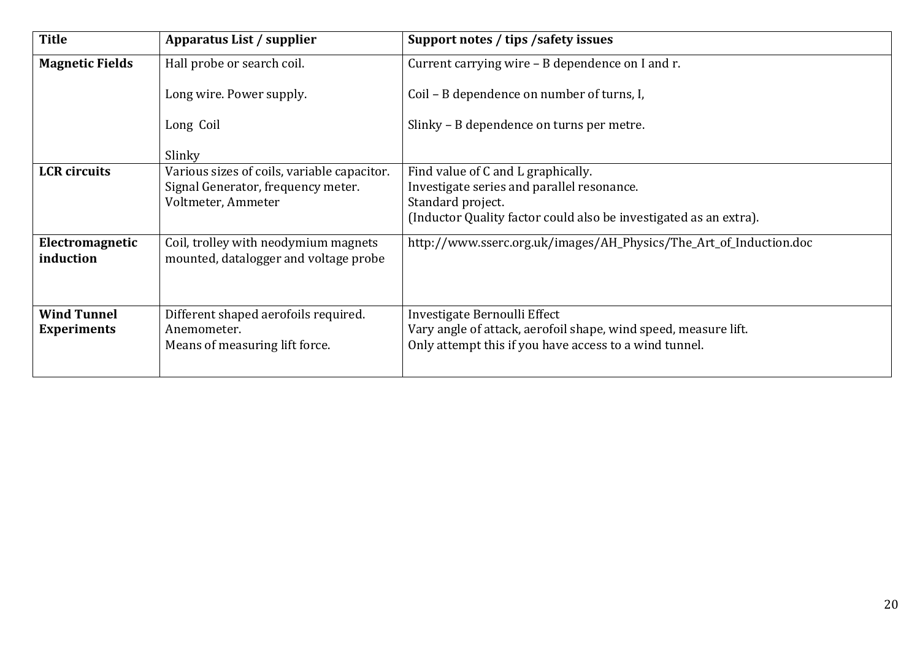| Title | Apparatus List / supplier | Support notes / tips /safety issues |
| --- | --- | --- |
| **Magnetic Fields** | Hall probe or search coil.<br><br>Long wire. Power supply.<br><br>Long Coil<br><br>Slinky | Current carrying wire – B dependence on I and r.<br><br>Coil – B dependence on number of turns, I,<br><br>Slinky – B dependence on turns per metre. |
| **LCR circuits** | Various sizes of coils, variable capacitor.<br>Signal Generator, frequency meter.<br>Voltmeter, Ammeter | Find value of C and L graphically.<br>Investigate series and parallel resonance.<br>Standard project.<br>(Inductor Quality factor could also be investigated as an extra). |
| **Electromagnetic induction** | Coil, trolley with neodymium magnets mounted, datalogger and voltage probe | http://www.sserc.org.uk/images/AH_Physics/The_Art_of_Induction.doc |
| **Wind Tunnel Experiments** | Different shaped aerofoils required.<br>Anemometer.<br>Means of measuring lift force. | Investigate Bernoulli Effect<br>Vary angle of attack, aerofoil shape, wind speed, measure lift.<br>Only attempt this if you have access to a wind tunnel. |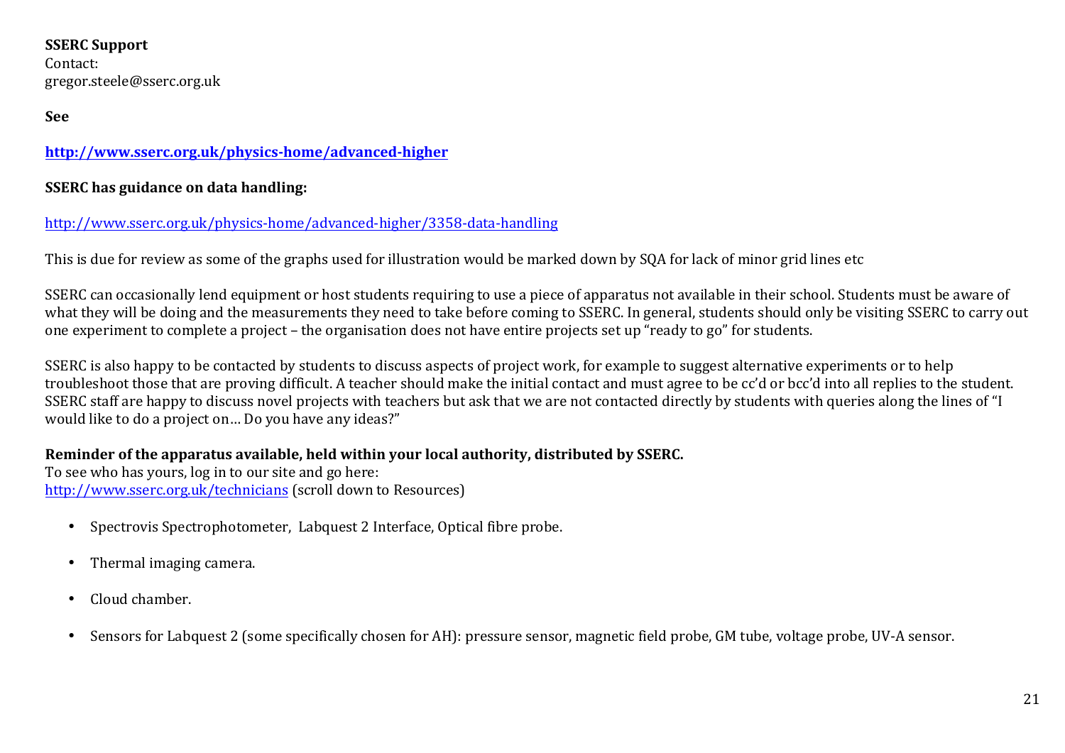**SSERC Support**
Contact:
gregor.steele@sserc.org.uk

**See**

**http://www.sserc.org.uk/physics-home/advanced-higher**

**SSERC has guidance on data handling:**

http://www.sserc.org.uk/physics-home/advanced-higher/3358-data-handling

This is due for review as some of the graphs used for illustration would be marked down by SQA for lack of minor grid lines etc

SSERC can occasionally lend equipment or host students requiring to use a piece of apparatus not available in their school. Students must be aware of what they will be doing and the measurements they need to take before coming to SSERC. In general, students should only be visiting SSERC to carry out one experiment to complete a project – the organisation does not have entire projects set up "ready to go" for students.

SSERC is also happy to be contacted by students to discuss aspects of project work, for example to suggest alternative experiments or to help troubleshoot those that are proving difficult. A teacher should make the initial contact and must agree to be cc'd or bcc'd into all replies to the student. SSERC staff are happy to discuss novel projects with teachers but ask that we are not contacted directly by students with queries along the lines of "I would like to do a project on… Do you have any ideas?"

**Reminder of the apparatus available, held within your local authority, distributed by SSERC.**
To see who has yours, log in to our site and go here:
http://www.sserc.org.uk/technicians (scroll down to Resources)

- Spectrovis Spectrophotometer, Labquest 2 Interface, Optical fibre probe.
- Thermal imaging camera.
- Cloud chamber.
- Sensors for Labquest 2 (some specifically chosen for AH): pressure sensor, magnetic field probe, GM tube, voltage probe, UV-A sensor.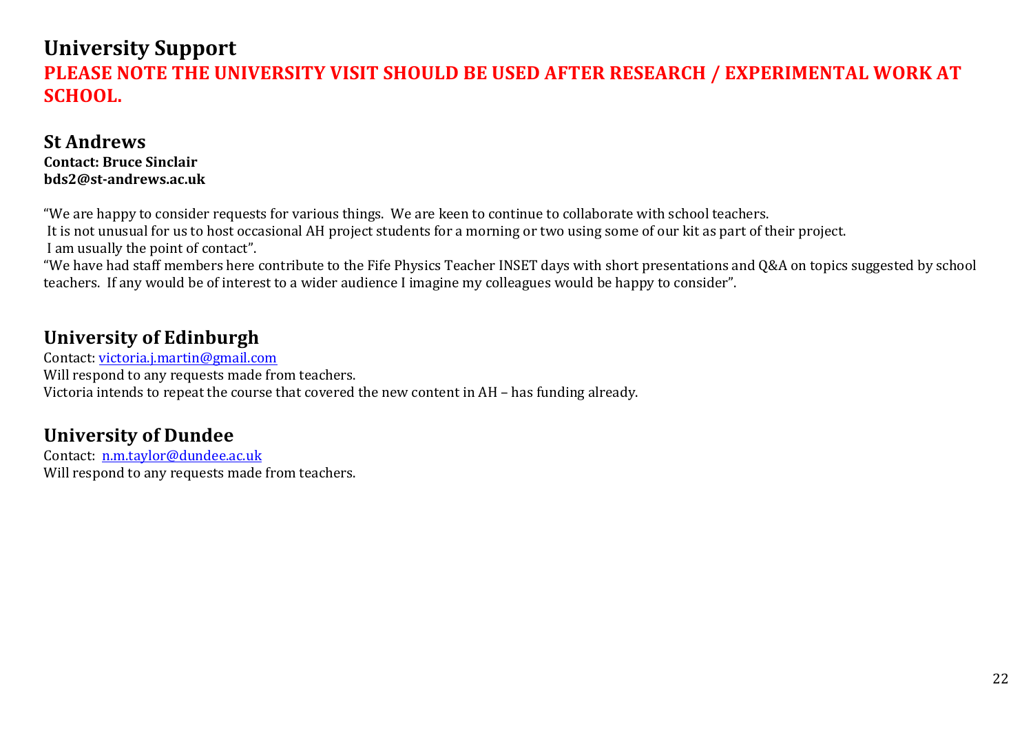# University Support

**PLEASE NOTE THE UNIVERSITY VISIT SHOULD BE USED AFTER RESEARCH / EXPERIMENTAL WORK AT SCHOOL.**

## St Andrews

**Contact: Bruce Sinclair**
**bds2@st-andrews.ac.uk**

"We are happy to consider requests for various things. We are keen to continue to collaborate with school teachers.
It is not unusual for us to host occasional AH project students for a morning or two using some of our kit as part of their project.
I am usually the point of contact".
"We have had staff members here contribute to the Fife Physics Teacher INSET days with short presentations and Q&A on topics suggested by school teachers. If any would be of interest to a wider audience I imagine my colleagues would be happy to consider".

## University of Edinburgh

Contact: victoria.j.martin@gmail.com
Will respond to any requests made from teachers.
Victoria intends to repeat the course that covered the new content in AH – has funding already.

## University of Dundee

Contact: n.m.taylor@dundee.ac.uk
Will respond to any requests made from teachers.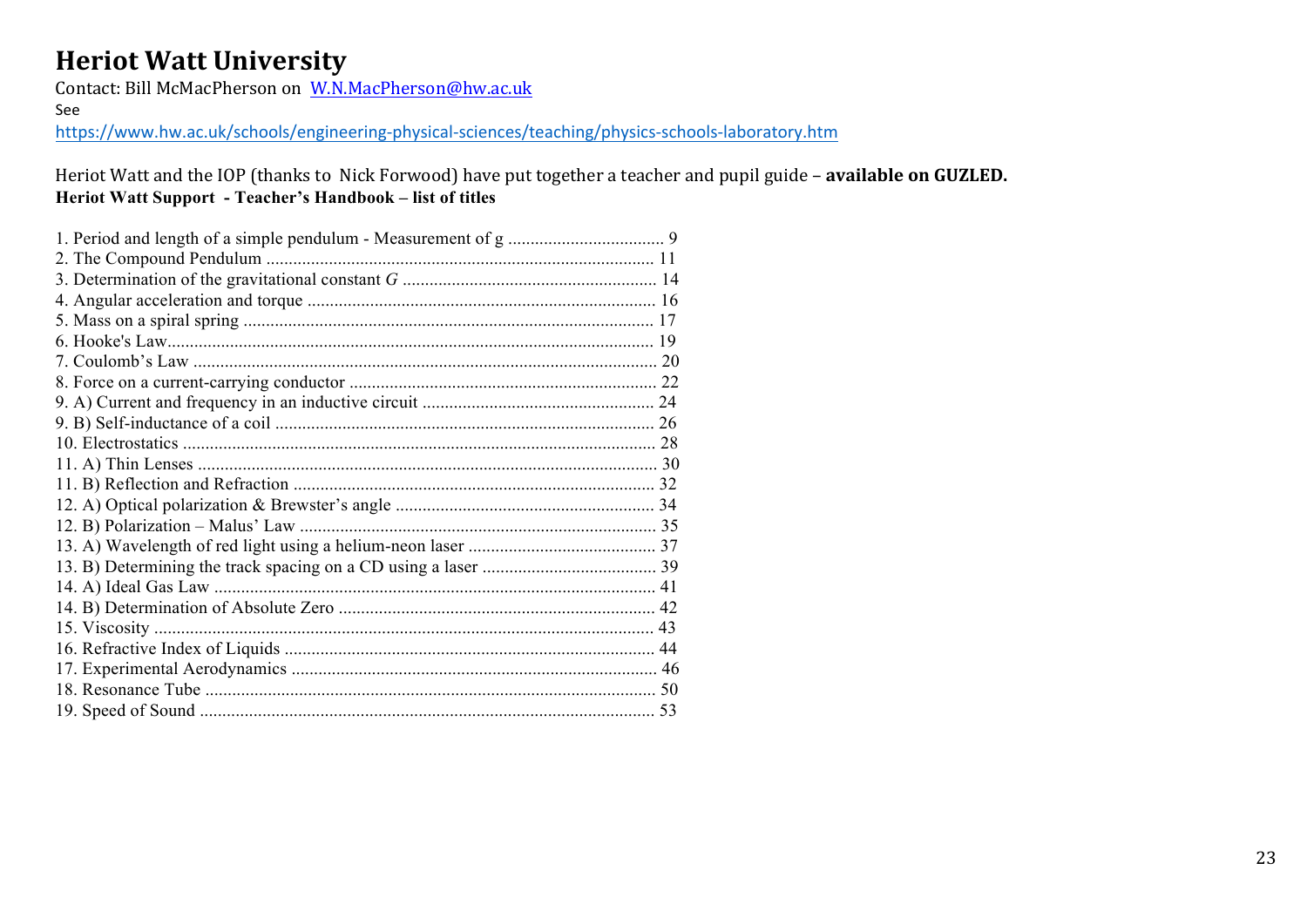# Heriot Watt University

Contact: Bill McMacPherson on [W.N.MacPherson@hw.ac.uk](mailto:W.N.MacPherson@hw.ac.uk)

See

https://www.hw.ac.uk/schools/engineering-physical-sciences/teaching/physics-schools-laboratory.htm

Heriot Watt and the IOP (thanks to Nick Forwood) have put together a teacher and pupil guide – **available on GUZLED.**

**Heriot Watt Support - Teacher's Handbook – list of titles**

1. Period and length of a simple pendulum - Measurement of g .................................. 9
2. The Compound Pendulum ...................................................................................... 11
3. Determination of the gravitational constant *G* ........................................................ 14
4. Angular acceleration and torque ............................................................................. 16
5. Mass on a spiral spring ........................................................................................... 17
6. Hooke's Law............................................................................................................ 19
7. Coulomb's Law ....................................................................................................... 20
8. Force on a current-carrying conductor .................................................................... 22
9. A) Current and frequency in an inductive circuit ................................................... 24
9. B) Self-inductance of a coil .................................................................................... 26
10. Electrostatics ......................................................................................................... 28
11. A) Thin Lenses ...................................................................................................... 30
11. B) Reflection and Refraction ................................................................................ 32
12. A) Optical polarization & Brewster's angle .......................................................... 34
12. B) Polarization – Malus' Law ............................................................................... 35
13. A) Wavelength of red light using a helium-neon laser .......................................... 37
13. B) Determining the track spacing on a CD using a laser ....................................... 39
14. A) Ideal Gas Law .................................................................................................. 41
14. B) Determination of Absolute Zero ...................................................................... 42
15. Viscosity ............................................................................................................... 43
16. Refractive Index of Liquids .................................................................................. 44
17. Experimental Aerodynamics ................................................................................. 46
18. Resonance Tube .................................................................................................... 50
19. Speed of Sound ..................................................................................................... 53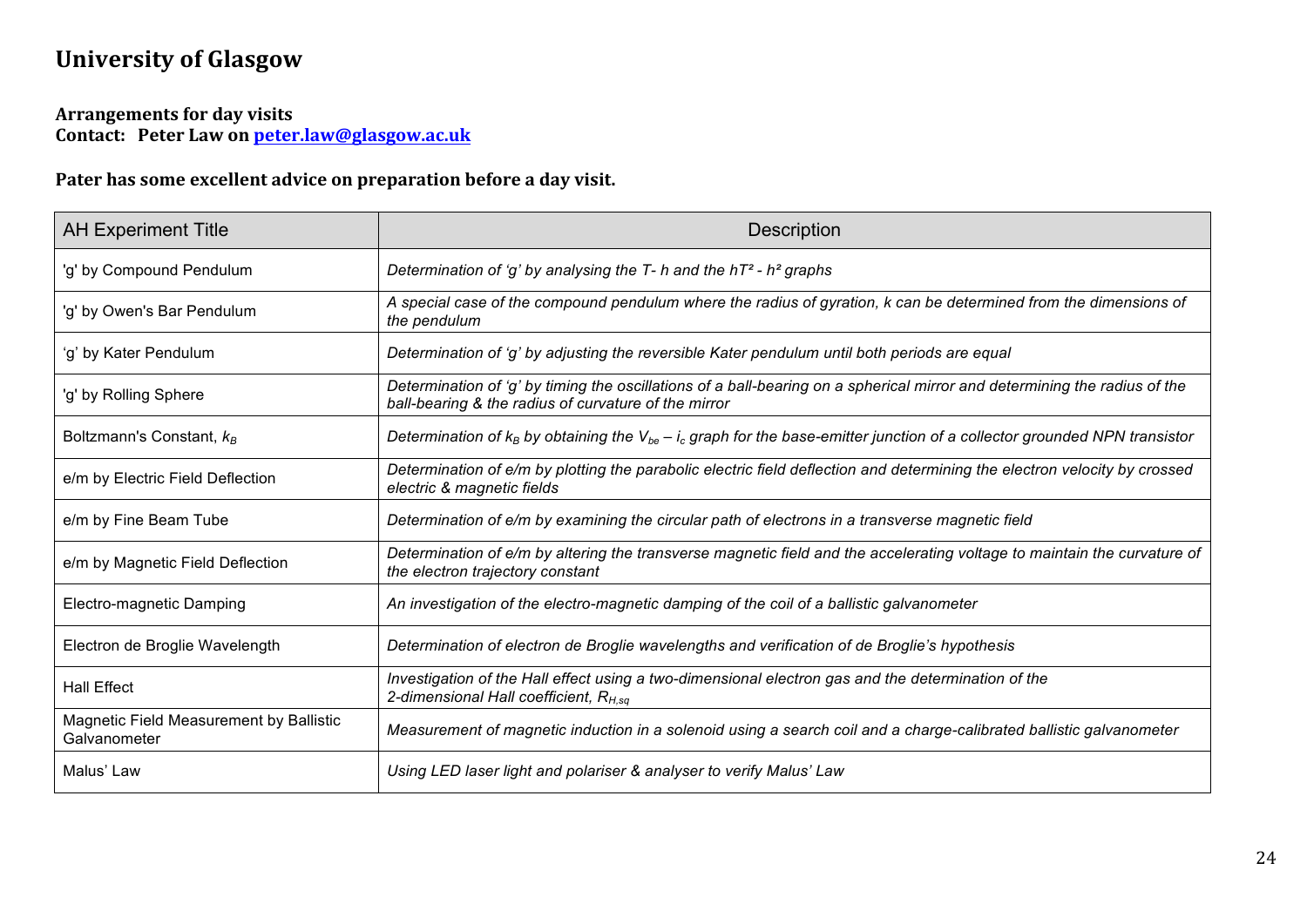# University of Glasgow

**Arrangements for day visits**
**Contact: Peter Law on [peter.law@glasgow.ac.uk](mailto:peter.law@glasgow.ac.uk)**

**Pater has some excellent advice on preparation before a day visit.**

| AH Experiment Title | Description |
|---|---|
| 'g' by Compound Pendulum | *Determination of 'g' by analysing the T- h and the $hT^2$ - $h^2$ graphs* |
| 'g' by Owen's Bar Pendulum | *A special case of the compound pendulum where the radius of gyration, k can be determined from the dimensions of the pendulum* |
| 'g' by Kater Pendulum | *Determination of 'g' by adjusting the reversible Kater pendulum until both periods are equal* |
| 'g' by Rolling Sphere | *Determination of 'g' by timing the oscillations of a ball-bearing on a spherical mirror and determining the radius of the ball-bearing & the radius of curvature of the mirror* |
| Boltzmann's Constant, $k_B$ | *Determination of $k_B$ by obtaining the $V_{be}$ – $i_c$ graph for the base-emitter junction of a collector grounded NPN transistor* |
| e/m by Electric Field Deflection | *Determination of e/m by plotting the parabolic electric field deflection and determining the electron velocity by crossed electric & magnetic fields* |
| e/m by Fine Beam Tube | *Determination of e/m by examining the circular path of electrons in a transverse magnetic field* |
| e/m by Magnetic Field Deflection | *Determination of e/m by altering the transverse magnetic field and the accelerating voltage to maintain the curvature of the electron trajectory constant* |
| Electro-magnetic Damping | *An investigation of the electro-magnetic damping of the coil of a ballistic galvanometer* |
| Electron de Broglie Wavelength | *Determination of electron de Broglie wavelengths and verification of de Broglie's hypothesis* |
| Hall Effect | *Investigation of the Hall effect using a two-dimensional electron gas and the determination of the 2-dimensional Hall coefficient, $R_{H,sq}$* |
| Magnetic Field Measurement by Ballistic Galvanometer | *Measurement of magnetic induction in a solenoid using a search coil and a charge-calibrated ballistic galvanometer* |
| Malus' Law | *Using LED laser light and polariser & analyser to verify Malus' Law* |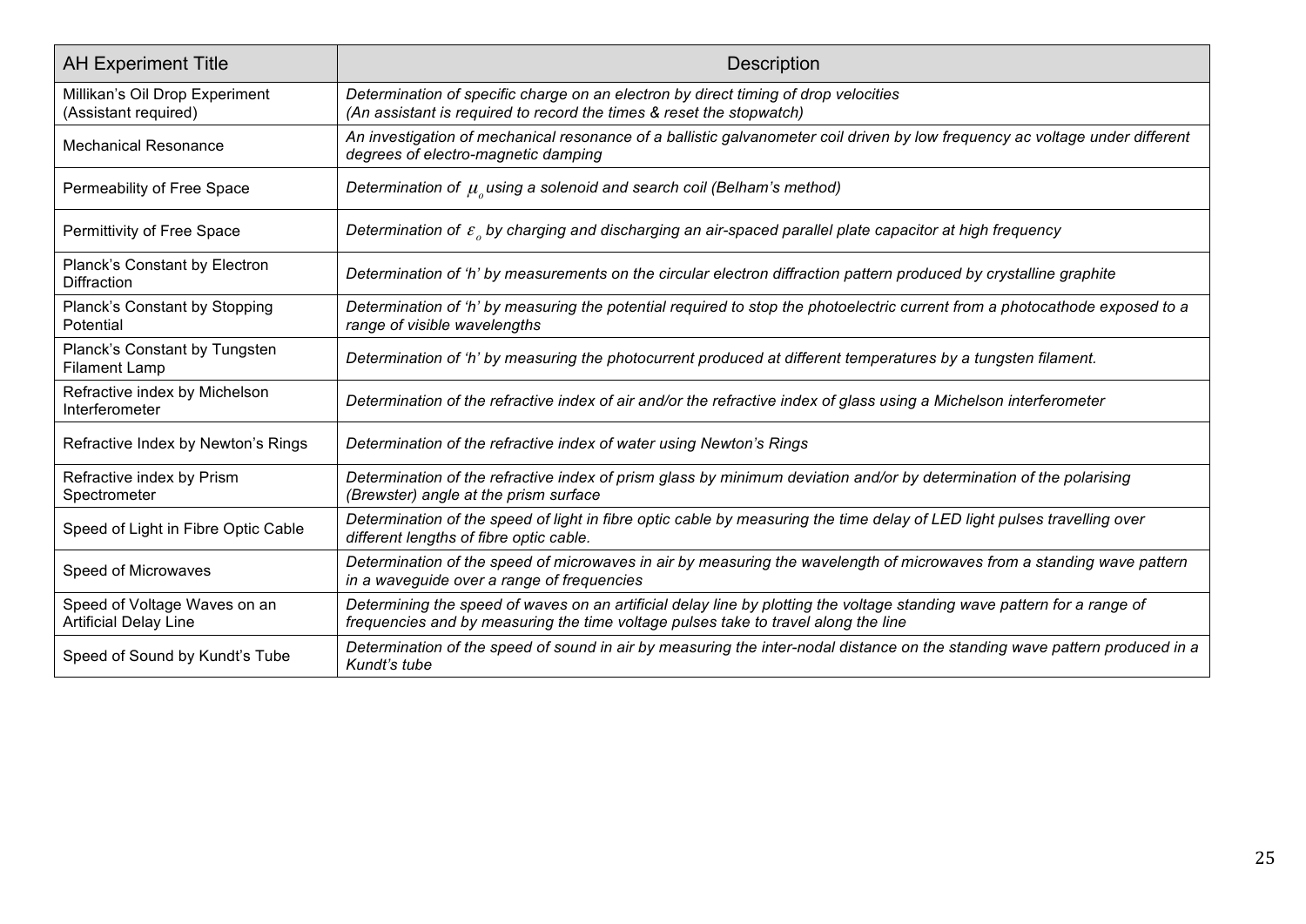| AH Experiment Title | Description |
|---|---|
| Millikan's Oil Drop Experiment (Assistant required) | *Determination of specific charge on an electron by direct timing of drop velocities (An assistant is required to record the times & reset the stopwatch)* |
| Mechanical Resonance | *An investigation of mechanical resonance of a ballistic galvanometer coil driven by low frequency ac voltage under different degrees of electro-magnetic damping* |
| Permeability of Free Space | *Determination of $\mu_o$ using a solenoid and search coil (Belham's method)* |
| Permittivity of Free Space | *Determination of $\varepsilon_o$ by charging and discharging an air-spaced parallel plate capacitor at high frequency* |
| Planck's Constant by Electron Diffraction | *Determination of 'h' by measurements on the circular electron diffraction pattern produced by crystalline graphite* |
| Planck's Constant by Stopping Potential | *Determination of 'h' by measuring the potential required to stop the photoelectric current from a photocathode exposed to a range of visible wavelengths* |
| Planck's Constant by Tungsten Filament Lamp | *Determination of 'h' by measuring the photocurrent produced at different temperatures by a tungsten filament.* |
| Refractive index by Michelson Interferometer | *Determination of the refractive index of air and/or the refractive index of glass using a Michelson interferometer* |
| Refractive Index by Newton's Rings | *Determination of the refractive index of water using Newton's Rings* |
| Refractive index by Prism Spectrometer | *Determination of the refractive index of prism glass by minimum deviation and/or by determination of the polarising (Brewster) angle at the prism surface* |
| Speed of Light in Fibre Optic Cable | *Determination of the speed of light in fibre optic cable by measuring the time delay of LED light pulses travelling over different lengths of fibre optic cable.* |
| Speed of Microwaves | *Determination of the speed of microwaves in air by measuring the wavelength of microwaves from a standing wave pattern in a waveguide over a range of frequencies* |
| Speed of Voltage Waves on an Artificial Delay Line | *Determining the speed of waves on an artificial delay line by plotting the voltage standing wave pattern for a range of frequencies and by measuring the time voltage pulses take to travel along the line* |
| Speed of Sound by Kundt's Tube | *Determination of the speed of sound in air by measuring the inter-nodal distance on the standing wave pattern produced in a Kundt's tube* |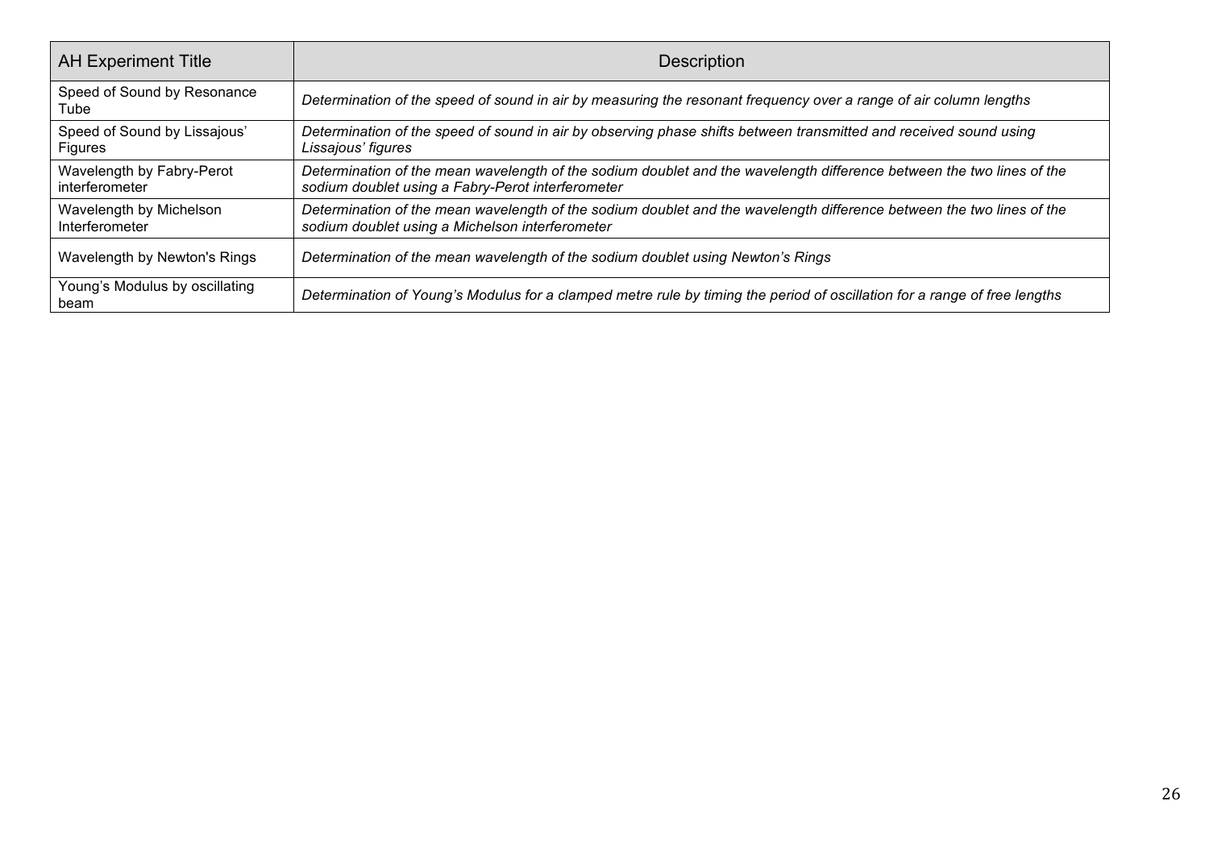| AH Experiment Title | Description |
|---|---|
| Speed of Sound by Resonance Tube | *Determination of the speed of sound in air by measuring the resonant frequency over a range of air column lengths* |
| Speed of Sound by Lissajous' Figures | *Determination of the speed of sound in air by observing phase shifts between transmitted and received sound using Lissajous' figures* |
| Wavelength by Fabry-Perot interferometer | *Determination of the mean wavelength of the sodium doublet and the wavelength difference between the two lines of the sodium doublet using a Fabry-Perot interferometer* |
| Wavelength by Michelson Interferometer | *Determination of the mean wavelength of the sodium doublet and the wavelength difference between the two lines of the sodium doublet using a Michelson interferometer* |
| Wavelength by Newton's Rings | *Determination of the mean wavelength of the sodium doublet using Newton's Rings* |
| Young's Modulus by oscillating beam | *Determination of Young's Modulus for a clamped metre rule by timing the period of oscillation for a range of free lengths* |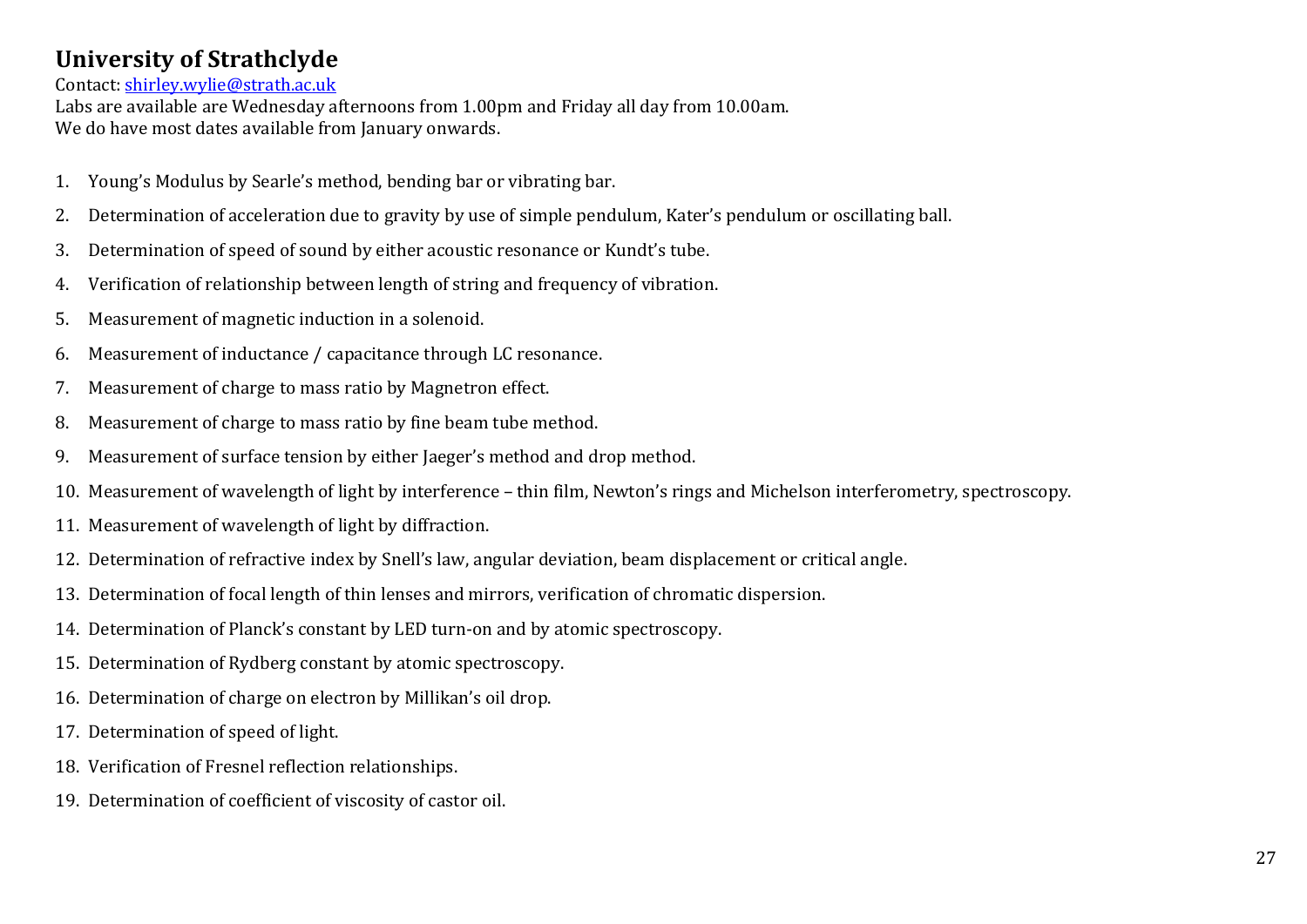## University of Strathclyde

Contact: [shirley.wylie@strath.ac.uk](mailto:shirley.wylie@strath.ac.uk)
Labs are available are Wednesday afternoons from 1.00pm and Friday all day from 10.00am.
We do have most dates available from January onwards.

1. Young's Modulus by Searle's method, bending bar or vibrating bar.
2. Determination of acceleration due to gravity by use of simple pendulum, Kater's pendulum or oscillating ball.
3. Determination of speed of sound by either acoustic resonance or Kundt's tube.
4. Verification of relationship between length of string and frequency of vibration.
5. Measurement of magnetic induction in a solenoid.
6. Measurement of inductance / capacitance through LC resonance.
7. Measurement of charge to mass ratio by Magnetron effect.
8. Measurement of charge to mass ratio by fine beam tube method.
9. Measurement of surface tension by either Jaeger's method and drop method.
10. Measurement of wavelength of light by interference – thin film, Newton's rings and Michelson interferometry, spectroscopy.
11. Measurement of wavelength of light by diffraction.
12. Determination of refractive index by Snell's law, angular deviation, beam displacement or critical angle.
13. Determination of focal length of thin lenses and mirrors, verification of chromatic dispersion.
14. Determination of Planck's constant by LED turn-on and by atomic spectroscopy.
15. Determination of Rydberg constant by atomic spectroscopy.
16. Determination of charge on electron by Millikan's oil drop.
17. Determination of speed of light.
18. Verification of Fresnel reflection relationships.
19. Determination of coefficient of viscosity of castor oil.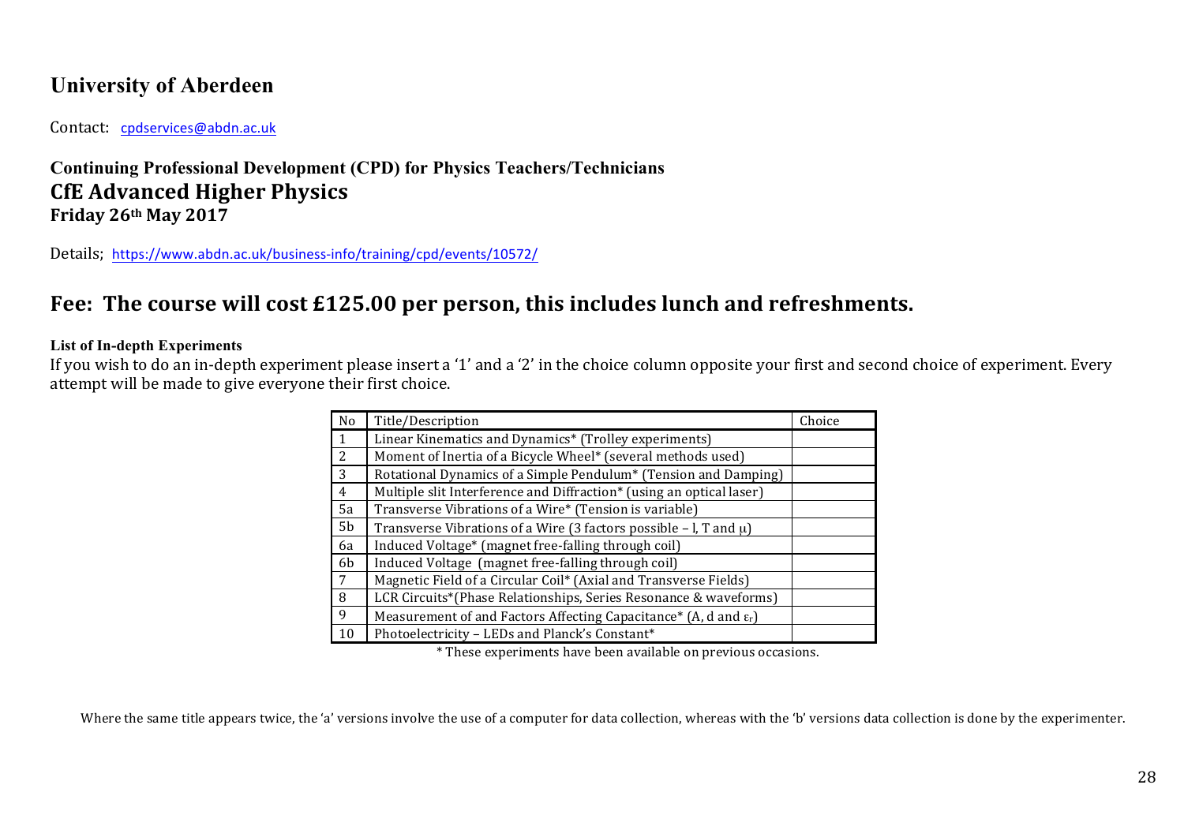## University of Aberdeen

Contact: cpdservices@abdn.ac.uk

### Continuing Professional Development (CPD) for Physics Teachers/Technicians

## CfE Advanced Higher Physics

**Friday 26th May 2017**

Details; https://www.abdn.ac.uk/business-info/training/cpd/events/10572/

## Fee: The course will cost £125.00 per person, this includes lunch and refreshments.

**List of In-depth Experiments**

If you wish to do an in-depth experiment please insert a '1' and a '2' in the choice column opposite your first and second choice of experiment. Every attempt will be made to give everyone their first choice.

| No | Title/Description | Choice |
|---|---|---|
| 1 | Linear Kinematics and Dynamics* (Trolley experiments) | |
| 2 | Moment of Inertia of a Bicycle Wheel* (several methods used) | |
| 3 | Rotational Dynamics of a Simple Pendulum* (Tension and Damping) | |
| 4 | Multiple slit Interference and Diffraction* (using an optical laser) | |
| 5a | Transverse Vibrations of a Wire* (Tension is variable) | |
| 5b | Transverse Vibrations of a Wire (3 factors possible – $l$, $T$ and $\mu$) | |
| 6a | Induced Voltage* (magnet free-falling through coil) | |
| 6b | Induced Voltage (magnet free-falling through coil) | |
| 7 | Magnetic Field of a Circular Coil* (Axial and Transverse Fields) | |
| 8 | LCR Circuits*(Phase Relationships, Series Resonance & waveforms) | |
| 9 | Measurement of and Factors Affecting Capacitance* ($A$, $d$ and $\varepsilon_r$) | |
| 10 | Photoelectricity – LEDs and Planck's Constant* | |

\* These experiments have been available on previous occasions.

Where the same title appears twice, the 'a' versions involve the use of a computer for data collection, whereas with the 'b' versions data collection is done by the experimenter.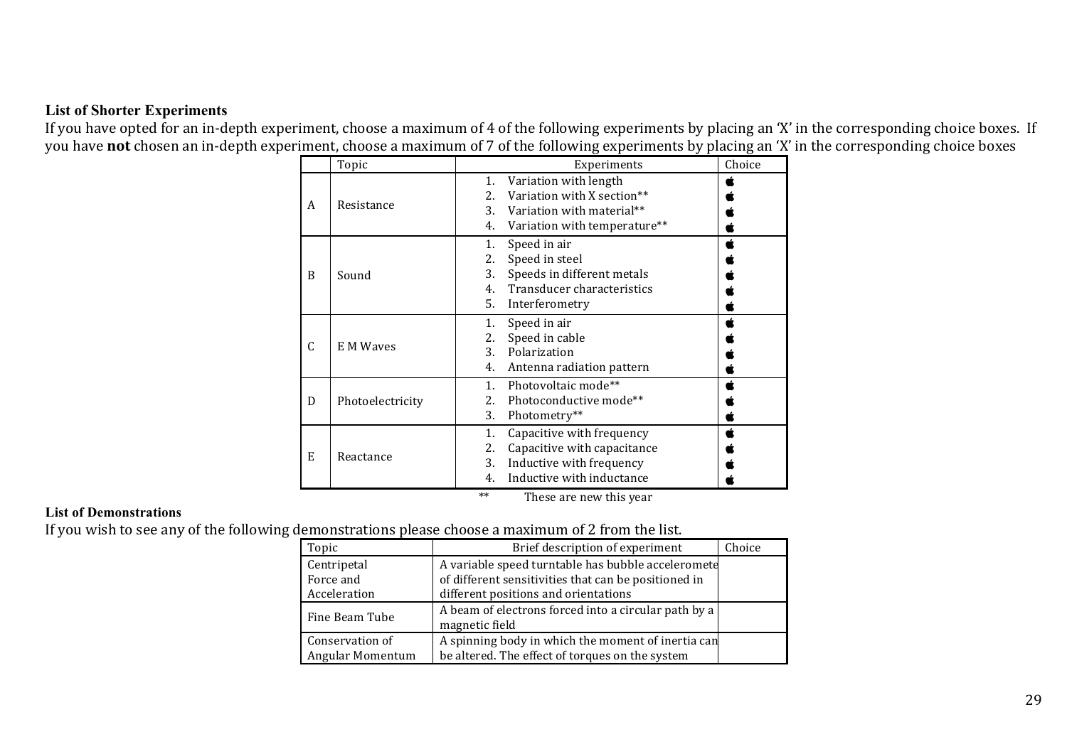**List of Shorter Experiments**

If you have opted for an in-depth experiment, choose a maximum of 4 of the following experiments by placing an 'X' in the corresponding choice boxes. If you have **not** chosen an in-depth experiment, choose a maximum of 7 of the following experiments by placing an 'X' in the corresponding choice boxes

| | Topic | Experiments | Choice |
|---|---|---|---|
| A | Resistance | 1. Variation with length |  |
| | | 2. Variation with X section** |  |
| | | 3. Variation with material** |  |
| | | 4. Variation with temperature** |  |
| B | Sound | 1. Speed in air |  |
| | | 2. Speed in steel |  |
| | | 3. Speeds in different metals |  |
| | | 4. Transducer characteristics |  |
| | | 5. Interferometry |  |
| C | E M Waves | 1. Speed in air |  |
| | | 2. Speed in cable |  |
| | | 3. Polarization |  |
| | | 4. Antenna radiation pattern |  |
| D | Photoelectricity | 1. Photovoltaic mode** |  |
| | | 2. Photoconductive mode** |  |
| | | 3. Photometry** |  |
| E | Reactance | 1. Capacitive with frequency |  |
| | | 2. Capacitive with capacitance |  |
| | | 3. Inductive with frequency |  |
| | | 4. Inductive with inductance |  |

** These are new this year

**List of Demonstrations**

If you wish to see any of the following demonstrations please choose a maximum of 2 from the list.

| Topic | Brief description of experiment | Choice |
|---|---|---|
| Centripetal Force and Acceleration | A variable speed turntable has bubble acceleromete of different sensitivities that can be positioned in different positions and orientations | |
| Fine Beam Tube | A beam of electrons forced into a circular path by a magnetic field | |
| Conservation of Angular Momentum | A spinning body in which the moment of inertia can be altered. The effect of torques on the system | |